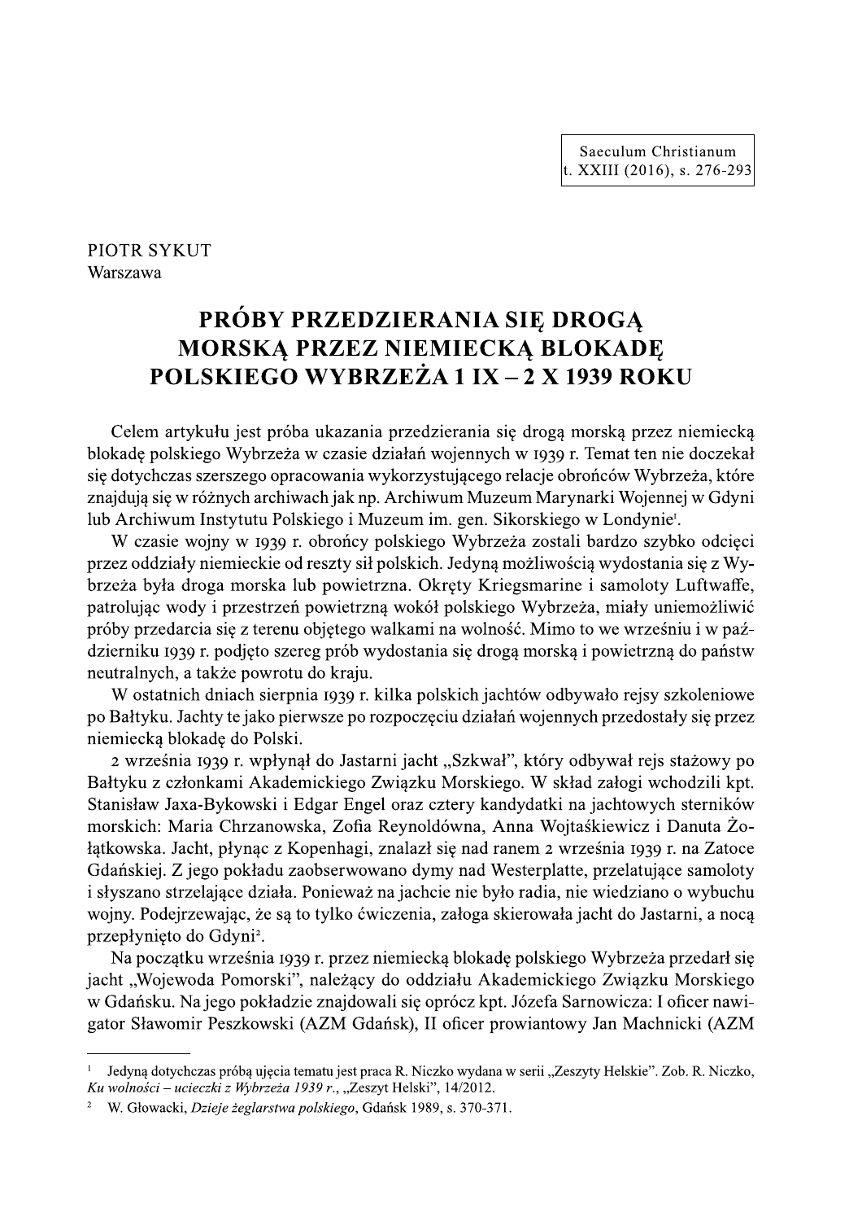PIOTR SYKUT
Warszawa

# PRÓBY PRZEDZIERANIA SIĘ DROGĄ MORSKĄ PRZEZ NIEMIECKĄ BLOKADĘ POLSKIEGO WYBRZEŻA 1 IX – 2 X 1939 ROKU

Celem artykułu jest próba ukazania przedzierania się drogą morską przez niemiecką blokadę polskiego Wybrzeża w czasie działań wojennych w 1939 r. Temat ten nie doczekał się dotychczas szerszego opracowania wykorzystującego relacje obrońców Wybrzeża, które znajdują się w różnych archiwach jak np. Archiwum Muzeum Marynarki Wojennej w Gdyni lub Archiwum Instytutu Polskiego i Muzeum im. gen. Sikorskiego w Londynie[1].

W czasie wojny w 1939 r. obrońcy polskiego Wybrzeża zostali bardzo szybko odcięci przez oddziały niemieckie od reszty sił polskich. Jedyną możliwością wydostania się z Wybrzeża była droga morska lub powietrzna. Okręty Kriegsmarine i samoloty Luftwaffe, patrolując wody i przestrzeń powietrzną wokół polskiego Wybrzeża, miały uniemożliwić próby przedarcia się z terenu objętego walkami na wolność. Mimo to we wrześniu i w październiku 1939 r. podjęto szereg prób wydostania się drogą morską i powietrzną do państw neutralnych, a także powrotu do kraju.

W ostatnich dniach sierpnia 1939 r. kilka polskich jachtów odbywało rejsy szkoleniowe po Bałtyku. Jachty te jako pierwsze po rozpoczęciu działań wojennych przedostały się przez niemiecką blokadę do Polski.

2 września 1939 r. wpłynął do Jastarni jacht „Szkwał", który odbywał rejs stażowy po Bałtyku z członkami Akademickiego Związku Morskiego. W skład załogi wchodzili kpt. Stanisław Jaxa-Bykowski i Edgar Engel oraz cztery kandydatki na jachtowych sterników morskich: Maria Chrzanowska, Zofia Reynoldówna, Anna Wojtaśkiewicz i Danuta Żołątkowska. Jacht, płynąc z Kopenhagi, znalazł się nad ranem 2 września 1939 r. na Zatoce Gdańskiej. Z jego pokładu zaobserwowano dymy nad Westerplatte, przelatujące samoloty i słyszano strzelające działa. Ponieważ na jachcie nie było radia, nie wiedziano o wybuchu wojny. Podejrzewając, że są to tylko ćwiczenia, załoga skierowała jacht do Jastarni, a nocą przepłynięto do Gdyni[2].

Na początku września 1939 r. przez niemiecką blokadę polskiego Wybrzeża przedarł się jacht „Wojewoda Pomorski", należący do oddziału Akademickiego Związku Morskiego w Gdańsku. Na jego pokładzie znajdowali się oprócz kpt. Józefa Sarnowicza: I oficer nawigator Sławomir Peszkowski (AZM Gdańsk), II oficer prowiantowy Jan Machnicki (AZM

---

[1] Jedyną dotychczas próbą ujęcia tematu jest praca R. Niczko wydana w serii „Zeszyty Helskie". Zob. R. Niczko, *Ku wolności – ucieczki z Wybrzeża 1939 r.*, „Zeszyt Helski", 14/2012.

[2] W. Głowacki, *Dzieje żeglarstwa polskiego*, Gdańsk 1989, s. 370-371.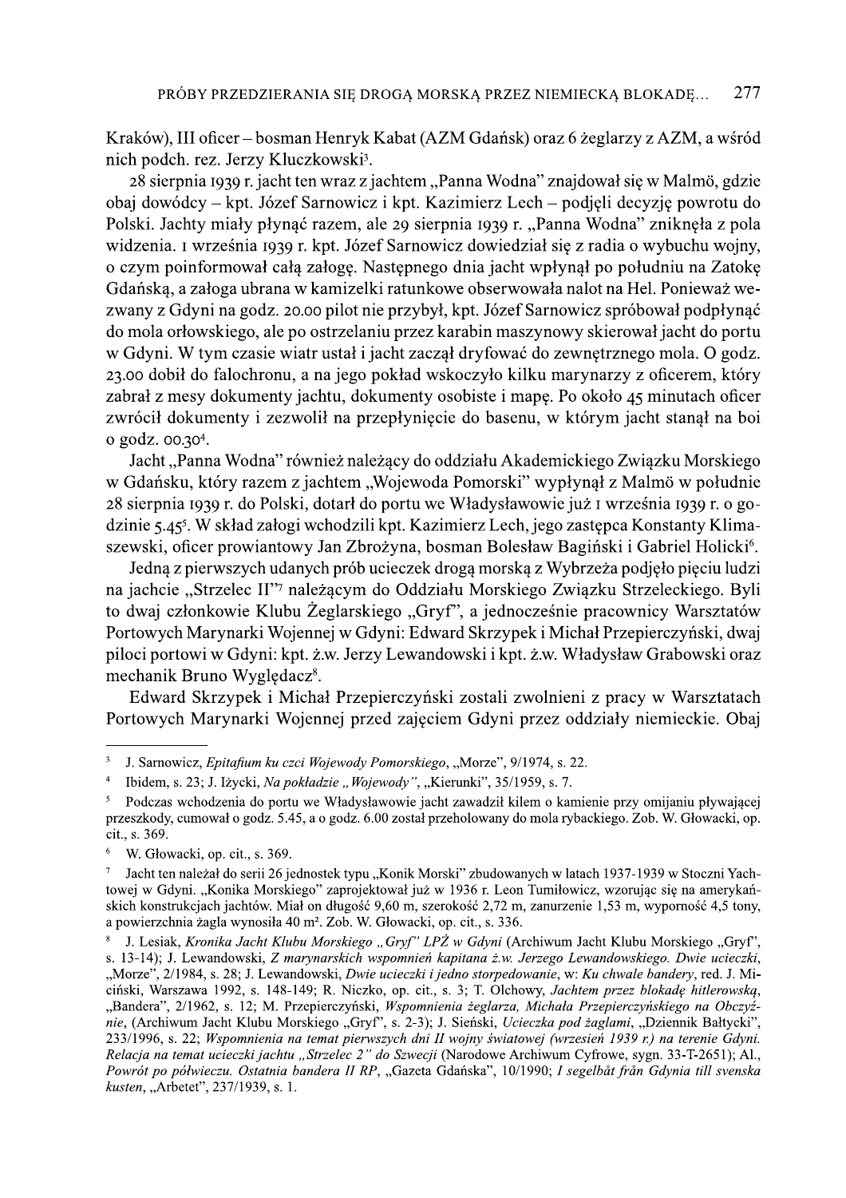Kraków), III oficer – bosman Henryk Kabat (AZM Gdańsk) oraz 6 żeglarzy z AZM, a wśród nich podch. rez. Jerzy Kluczkowski[3].

28 sierpnia 1939 r. jacht ten wraz z jachtem „Panna Wodna" znajdował się w Malmö, gdzie obaj dowódcy – kpt. Józef Sarnowicz i kpt. Kazimierz Lech – podjęli decyzję powrotu do Polski. Jachty miały płynąć razem, ale 29 sierpnia 1939 r. „Panna Wodna" zniknęła z pola widzenia. 1 września 1939 r. kpt. Józef Sarnowicz dowiedział się z radia o wybuchu wojny, o czym poinformował całą załogę. Następnego dnia jacht wpłynął po południu na Zatokę Gdańską, a załoga ubrana w kamizelki ratunkowe obserwowała nalot na Hel. Ponieważ wezwany z Gdyni na godz. 20.00 pilot nie przybył, kpt. Józef Sarnowicz spróbował podpłynąć do mola orłowskiego, ale po ostrzelaniu przez karabin maszynowy skierował jacht do portu w Gdyni. W tym czasie wiatr ustał i jacht zaczął dryfować do zewnętrznego mola. O godz. 23.00 dobił do falochronu, a na jego pokład wskoczyło kilku marynarzy z oficerem, który zabrał z mesy dokumenty jachtu, dokumenty osobiste i mapę. Po około 45 minutach oficer zwrócił dokumenty i zezwolił na przepłynięcie do basenu, w którym jacht stanął na boi o godz. 00.30[4].

Jacht „Panna Wodna" również należący do oddziału Akademickiego Związku Morskiego w Gdańsku, który razem z jachtem „Wojewoda Pomorski" wypłynął z Malmö w południe 28 sierpnia 1939 r. do Polski, dotarł do portu we Władysławowie już 1 września 1939 r. o godzinie 5.45[5]. W skład załogi wchodzili kpt. Kazimierz Lech, jego zastępca Konstanty Klimaszewski, oficer prowiantowy Jan Zbrożyna, bosman Bolesław Bagiński i Gabriel Holicki[6].

Jedną z pierwszych udanych prób ucieczek drogą morską z Wybrzeża podjęło pięciu ludzi na jachcie „Strzelec II"[7] należącym do Oddziału Morskiego Związku Strzeleckiego. Byli to dwaj członkowie Klubu Żeglarskiego „Gryf", a jednocześnie pracownicy Warsztatów Portowych Marynarki Wojennej w Gdyni: Edward Skrzypek i Michał Przepierczyński, dwaj piloci portowi w Gdyni: kpt. ż.w. Jerzy Lewandowski i kpt. ż.w. Władysław Grabowski oraz mechanik Bruno Wyględacz[8].

Edward Skrzypek i Michał Przepierczyński zostali zwolnieni z pracy w Warsztatach Portowych Marynarki Wojennej przed zajęciem Gdyni przez oddziały niemieckie. Obaj

---

[3] J. Sarnowicz, *Epitafium ku czci Wojewody Pomorskiego*, „Morze", 9/1974, s. 22.

[4] Ibidem, s. 23; J. Iżycki, *Na pokładzie „Wojewody"*, „Kierunki", 35/1959, s. 7.

[5] Podczas wchodzenia do portu we Władysławowie jacht zawadził kilem o kamienie przy omijaniu pływającej przeszkody, cumował o godz. 5.45, a o godz. 6.00 został przeholowany do mola rybackiego. Zob. W. Głowacki, op. cit., s. 369.

[6] W. Głowacki, op. cit., s. 369.

[7] Jacht ten należał do serii 26 jednostek typu „Konik Morski" zbudowanych w latach 1937-1939 w Stoczni Jachtowej w Gdyni. „Konika Morskiego" zaprojektował już w 1936 r. Leon Tumiłowicz, wzorując się na amerykańskich konstrukcjach jachtów. Miał on długość 9,60 m, szerokość 2,72 m, zanurzenie 1,53 m, wyporność 4,5 tony, a powierzchnia żagla wynosiła 40 m². Zob. W. Głowacki, op. cit., s. 336.

[8] J. Lesiak, *Kronika Jacht Klubu Morskiego „Gryf" LPŻ w Gdyni* (Archiwum Jacht Klubu Morskiego „Gryf", s. 13-14); J. Lewandowski, *Z marynarskich wspomnień kapitana ż.w. Jerzego Lewandowskiego. Dwie ucieczki*, „Morze", 2/1984, s. 28; J. Lewandowski, *Dwie ucieczki i jedno storpedowanie*, w: *Ku chwale bandery*, red. J. Miciński, Warszawa 1992, s. 148-149; R. Niczko, op. cit., s. 3; T. Olchowy, *Jachtem przez blokadę hitlerowską*, „Bandera", 2/1962, s. 12; M. Przepierczyński, *Wspomnienia żeglarza, Michała Przepierczyńskiego na Obczyźnie*, (Archiwum Jacht Klubu Morskiego „Gryf", s. 2-3); J. Sieński, *Ucieczka pod żaglami*, „Dziennik Bałtycki", 233/1996, s. 22; *Wspomnienia na temat pierwszych dni II wojny światowej (wrzesień 1939 r.) na terenie Gdyni. Relacja na temat ucieczki jachtu „Strzelec 2" do Szwecji* (Narodowe Archiwum Cyfrowe, sygn. 33-T-2651); Al., *Powrót po półwieczu. Ostatnia bandera II RP*, „Gazeta Gdańska", 10/1990; *I segelbåt från Gdynia till svenska kusten*, „Arbetet", 237/1939, s. 1.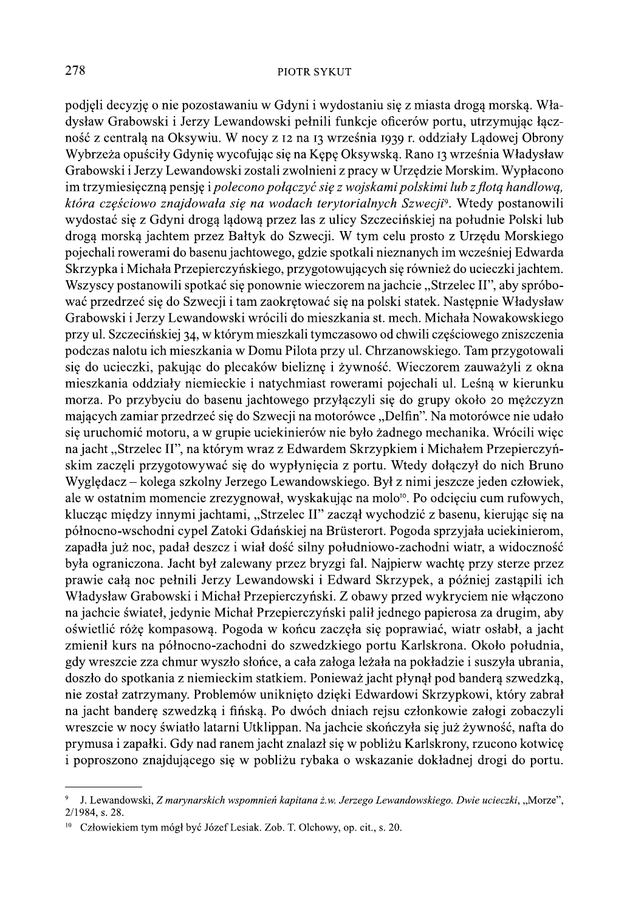podjęli decyzję o nie pozostawaniu w Gdyni i wydostaniu się z miasta drogą morską. Władysław Grabowski i Jerzy Lewandowski pełnili funkcje oficerów portu, utrzymując łączność z centralą na Oksywiu. W nocy z 12 na 13 września 1939 r. oddziały Lądowej Obrony Wybrzeża opuściły Gdynię wycofując się na Kępę Oksywską. Rano 13 września Władysław Grabowski i Jerzy Lewandowski zostali zwolnieni z pracy w Urzędzie Morskim. Wypłacono im trzymiesięczną pensję i *polecono połączyć się z wojskami polskimi lub z flotą handlową, która częściowo znajdowała się na wodach terytorialnych Szwecji*[9]. Wtedy postanowili wydostać się z Gdyni drogą lądową przez las z ulicy Szczecińskiej na południe Polski lub drogą morską jachtem przez Bałtyk do Szwecji. W tym celu prosto z Urzędu Morskiego pojechali rowerami do basenu jachtowego, gdzie spotkali nieznanych im wcześniej Edwarda Skrzypka i Michała Przepierczyńskiego, przygotowujących się również do ucieczki jachtem. Wszyscy postanowili spotkać się ponownie wieczorem na jachcie „Strzelec II", aby spróbować przedrzeć się do Szwecji i tam zaokrętować się na polski statek. Następnie Władysław Grabowski i Jerzy Lewandowski wrócili do mieszkania st. mech. Michała Nowakowskiego przy ul. Szczecińskiej 34, w którym mieszkali tymczasowo od chwili częściowego zniszczenia podczas nalotu ich mieszkania w Domu Pilota przy ul. Chrzanowskiego. Tam przygotowali się do ucieczki, pakując do plecaków bieliznę i żywność. Wieczorem zauważyli z okna mieszkania oddziały niemieckie i natychmiast rowerami pojechali ul. Leśną w kierunku morza. Po przybyciu do basenu jachtowego przyłączyli się do grupy około 20 mężczyzn mających zamiar przedrzeć się do Szwecji na motorówce „Delfin". Na motorówce nie udało się uruchomić motoru, a w grupie uciekinierów nie było żadnego mechanika. Wrócili więc na jacht „Strzelec II", na którym wraz z Edwardem Skrzypkiem i Michałem Przepierczyńskim zaczęli przygotowywać się do wypłynięcia z portu. Wtedy dołączył do nich Bruno Wyględacz – kolega szkolny Jerzego Lewandowskiego. Był z nimi jeszcze jeden człowiek, ale w ostatnim momencie zrezygnował, wyskakując na molo[10]. Po odcięciu cum rufowych, klucząc między innymi jachtami, „Strzelec II" zaczął wychodzić z basenu, kierując się na północno-wschodni cypel Zatoki Gdańskiej na Brüsterort. Pogoda sprzyjała uciekinierom, zapadła już noc, padał deszcz i wiał dość silny południowo-zachodni wiatr, a widoczność była ograniczona. Jacht był zalewany przez bryzgi fal. Najpierw wachtę przy sterze przez prawie całą noc pełnili Jerzy Lewandowski i Edward Skrzypek, a później zastąpili ich Władysław Grabowski i Michał Przepierczyński. Z obawy przed wykryciem nie włączono na jachcie świateł, jedynie Michał Przepierczyński palił jednego papierosa za drugim, aby oświetlić różę kompasową. Pogoda w końcu zaczęła się poprawiać, wiatr osłabł, a jacht zmienił kurs na północno-zachodni do szwedzkiego portu Karlskrona. Około południa, gdy wreszcie zza chmur wyszło słońce, a cała załoga leżała na pokładzie i suszyła ubrania, doszło do spotkania z niemieckim statkiem. Ponieważ jacht płynął pod banderą szwedzką, nie został zatrzymany. Problemów uniknięto dzięki Edwardowi Skrzypkowi, który zabrał na jacht banderę szwedzką i fińską. Po dwóch dniach rejsu członkowie załogi zobaczyli wreszcie w nocy światło latarni Utklippan. Na jachcie skończyła się już żywność, nafta do prymusa i zapałki. Gdy nad ranem jacht znalazł się w pobliżu Karlskrony, rzucono kotwicę i poproszono znajdującego się w pobliżu rybaka o wskazanie dokładnej drogi do portu.

---

[9] J. Lewandowski, *Z marynarskich wspomnień kapitana ż.w. Jerzego Lewandowskiego. Dwie ucieczki*, „Morze", 2/1984, s. 28.

[10] Człowiekiem tym mógł być Józef Lesiak. Zob. T. Olchowy, op. cit., s. 20.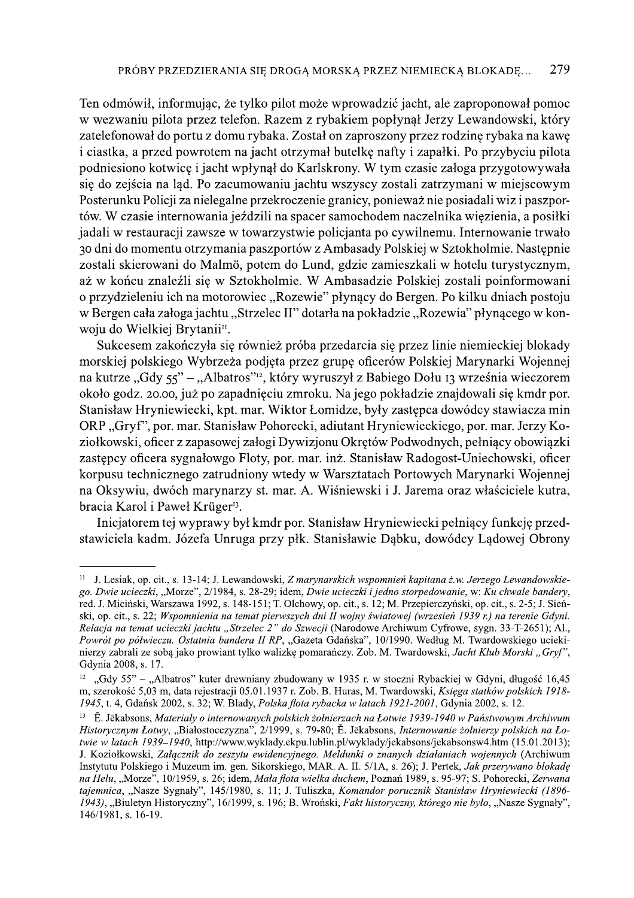Ten odmówił, informując, że tylko pilot może wprowadzić jacht, ale zaproponował pomoc w wezwaniu pilota przez telefon. Razem z rybakiem popłynął Jerzy Lewandowski, który zatelefonował do portu z domu rybaka. Został on zaproszony przez rodzinę rybaka na kawę i ciastka, a przed powrotem na jacht otrzymał butelkę nafty i zapałki. Po przybyciu pilota podniesiono kotwicę i jacht wpłynął do Karlskrony. W tym czasie załoga przygotowywała się do zejścia na ląd. Po zacumowaniu jachtu wszyscy zostali zatrzymani w miejscowym Posterunku Policji za nielegalne przekroczenie granicy, ponieważ nie posiadali wiz i paszportów. W czasie internowania jeździli na spacer samochodem naczelnika więzienia, a posiłki jadali w restauracji zawsze w towarzystwie policjanta po cywilnemu. Internowanie trwało 30 dni do momentu otrzymania paszportów z Ambasady Polskiej w Sztokholmie. Następnie zostali skierowani do Malmö, potem do Lund, gdzie zamieszkali w hotelu turystycznym, aż w końcu znaleźli się w Sztokholmie. W Ambasadzie Polskiej zostali poinformowani o przydzieleniu ich na motorowiec „Rozewie" płynący do Bergen. Po kilku dniach postoju w Bergen cała załoga jachtu „Strzelec II" dotarła na pokładzie „Rozewia" płynącego w konwoju do Wielkiej Brytanii[11].

Sukcesem zakończyła się również próba przedarcia się przez linie niemieckiej blokady morskiej polskiego Wybrzeża podjęta przez grupę oficerów Polskiej Marynarki Wojennej na kutrze „Gdy 55" – „Albatros"[12], który wyruszył z Babiego Dołu 13 września wieczorem około godz. 20.00, już po zapadnięciu zmroku. Na jego pokładzie znajdowali się kmdr por. Stanisław Hryniewiecki, kpt. mar. Wiktor Łomidze, były zastępca dowódcy stawiacza min ORP „Gryf", por. mar. Stanisław Pohorecki, adiutant Hryniewieckiego, por. mar. Jerzy Koziołkowski, oficer z zapasowej załogi Dywizjonu Okrętów Podwodnych, pełniący obowiązki zastępcy oficera sygnałowgo Floty, por. mar. inż. Stanisław Radogost-Uniechowski, oficer korpusu technicznego zatrudniony wtedy w Warsztatach Portowych Marynarki Wojennej na Oksywiu, dwóch marynarzy st. mar. A. Wiśniewski i J. Jarema oraz właściciele kutra, bracia Karol i Paweł Krüger[13].

Inicjatorem tej wyprawy był kmdr por. Stanisław Hryniewiecki pełniący funkcję przedstawiciela kadm. Józefa Unruga przy płk. Stanisławie Dąbku, dowódcy Lądowej Obrony

---

[11] J. Lesiak, op. cit., s. 13-14; J. Lewandowski, *Z marynarskich wspomnień kapitana ż.w. Jerzego Lewandowskiego. Dwie ucieczki*, „Morze", 2/1984, s. 28-29; idem, *Dwie ucieczki i jedno storpedowanie*, w: *Ku chwale bandery*, red. J. Miciński, Warszawa 1992, s. 148-151; T. Olchowy, op. cit., s. 12; M. Przepierczyński, op. cit., s. 2-5; J. Sieński, op. cit., s. 22; *Wspomnienia na temat pierwszych dni II wojny światowej (wrzesień 1939 r.) na terenie Gdyni. Relacja na temat ucieczki jachtu „Strzelec 2" do Szwecji* (Narodowe Archiwum Cyfrowe, sygn. 33-T-2651); Al., *Powrót po półwieczu. Ostatnia bandera II RP*, „Gazeta Gdańska", 10/1990. Według M. Twardowskiego uciekinierzy zabrali ze sobą jako prowiant tylko walizkę pomarańczy. Zob. M. Twardowski, *Jacht Klub Morski „Gryf"*, Gdynia 2008, s. 17.

[12] „Gdy 55" – „Albatros" kuter drewniany zbudowany w 1935 r. w stoczni Rybackiej w Gdyni, długość 16,45 m, szerokość 5,03 m, data rejestracji 05.01.1937 r. Zob. B. Huras, M. Twardowski, *Księga statków polskich 1918-1945*, t. 4, Gdańsk 2002, s. 32; W. Blady, *Polska flota rybacka w latach 1921-2001*, Gdynia 2002, s. 12.

[13] Ē. Jēkabsons, *Materiały o internowanych polskich żołnierzach na Łotwie 1939-1940 w Państwowym Archiwum Historycznym Łotwy*, „Białostocczyzna", 2/1999, s. 79-80; Ē. Jēkabsons, *Internowanie żołnierzy polskich na Łotwie w latach 1939–1940*, http://www.wyklady.ekpu.lublin.pl/wyklady/jekabsons/jekabsonsw4.htm (15.01.2013); J. Koziołkowski, *Załącznik do zeszytu ewidencyjnego. Meldunki o znanych działaniach wojennych* (Archiwum Instytutu Polskiego i Muzeum im. gen. Sikorskiego, MAR. A. II. 5/1A, s. 26); J. Pertek, *Jak przerywano blokadę na Helu*, „Morze", 10/1959, s. 26; idem, *Mała flota wielka duchem*, Poznań 1989, s. 95-97; S. Pohorecki, *Zerwana tajemnica*, „Nasze Sygnały", 145/1980, s. 11; J. Tuliszka, *Komandor porucznik Stanisław Hryniewiecki (1896-1943)*, „Biuletyn Historyczny", 16/1999, s. 196; B. Wroński, *Fakt historyczny, którego nie było*, „Nasze Sygnały", 146/1981, s. 16-19.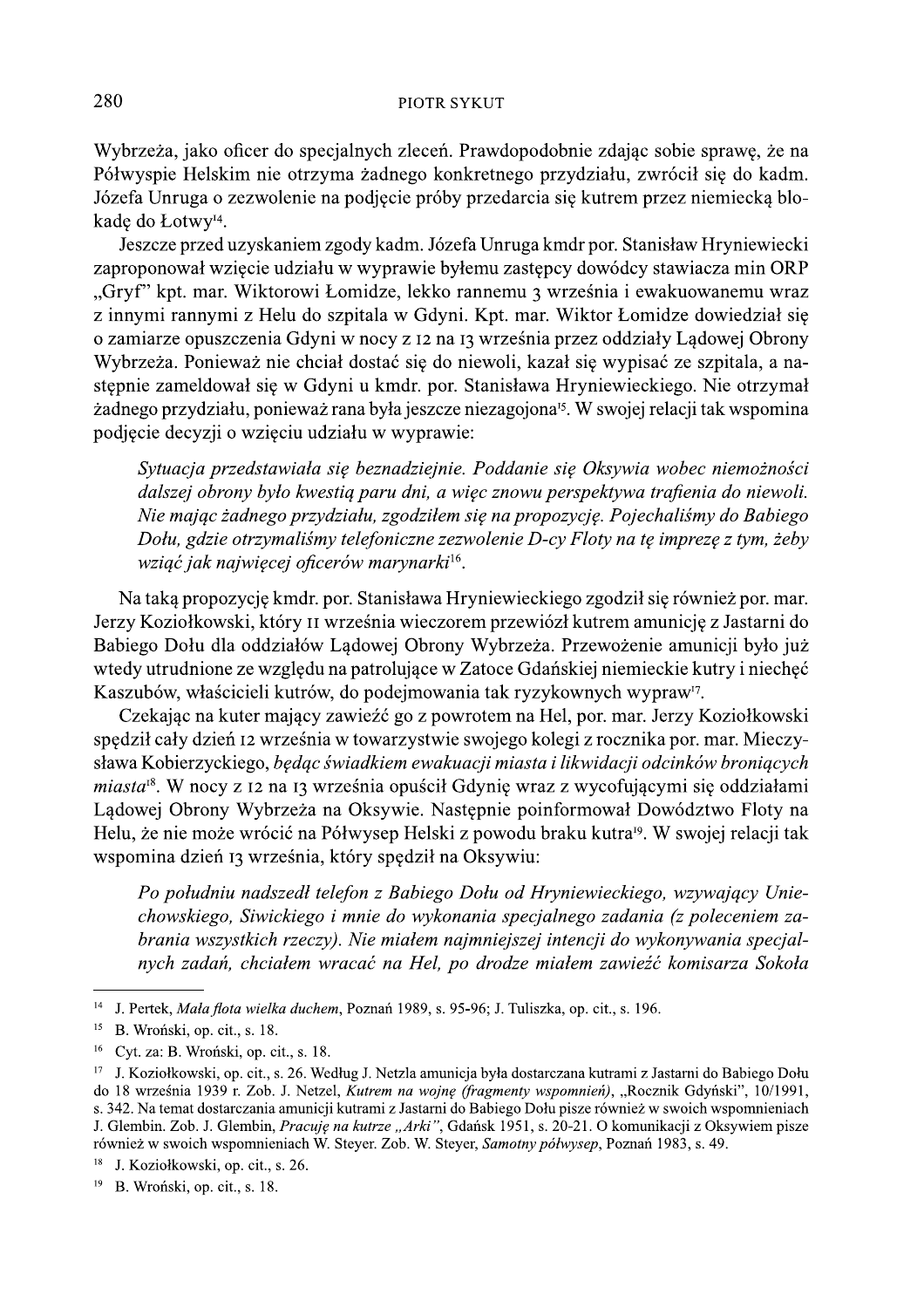Wybrzeża, jako oficer do specjalnych zleceń. Prawdopodobnie zdając sobie sprawę, że na Półwyspie Helskim nie otrzyma żadnego konkretnego przydziału, zwrócił się do kadm. Józefa Unruga o zezwolenie na podjęcie próby przedarcia się kutrem przez niemiecką blokadę do Łotwy[14].

Jeszcze przed uzyskaniem zgody kadm. Józefa Unruga kmdr por. Stanisław Hryniewiecki zaproponował wzięcie udziału w wyprawie byłemu zastępcy dowódcy stawiacza min ORP „Gryf" kpt. mar. Wiktorowi Łomidze, lekko rannemu 3 września i ewakuowanemu wraz z innymi rannymi z Helu do szpitala w Gdyni. Kpt. mar. Wiktor Łomidze dowiedział się o zamiarze opuszczenia Gdyni w nocy z 12 na 13 września przez oddziały Lądowej Obrony Wybrzeża. Ponieważ nie chciał dostać się do niewoli, kazał się wypisać ze szpitala, a następnie zameldował się w Gdyni u kmdr. por. Stanisława Hryniewieckiego. Nie otrzymał żadnego przydziału, ponieważ rana była jeszcze niezagojona[15]. W swojej relacji tak wspomina podjęcie decyzji o wzięciu udziału w wyprawie:

> *Sytuacja przedstawiała się beznadziejnie. Poddanie się Oksywia wobec niemożności dalszej obrony było kwestią paru dni, a więc znowu perspektywa trafienia do niewoli. Nie mając żadnego przydziału, zgodziłem się na propozycję. Pojechaliśmy do Babiego Dołu, gdzie otrzymaliśmy telefoniczne zezwolenie D-cy Floty na tę imprezę z tym, żeby wziąć jak najwięcej oficerów marynarki*[16].

Na taką propozycję kmdr. por. Stanisława Hryniewieckiego zgodził się również por. mar. Jerzy Koziołkowski, który 11 września wieczorem przewiózł kutrem amunicję z Jastarni do Babiego Dołu dla oddziałów Lądowej Obrony Wybrzeża. Przewożenie amunicji było już wtedy utrudnione ze względu na patrolujące w Zatoce Gdańskiej niemieckie kutry i niechęć Kaszubów, właścicieli kutrów, do podejmowania tak ryzykownych wypraw[17].

Czekając na kuter mający zawieźć go z powrotem na Hel, por. mar. Jerzy Koziołkowski spędził cały dzień 12 września w towarzystwie swojego kolegi z rocznika por. mar. Mieczysława Kobierzyckiego, *będąc świadkiem ewakuacji miasta i likwidacji odcinków broniących miasta*[18]. W nocy z 12 na 13 września opuścił Gdynię wraz z wycofującymi się oddziałami Lądowej Obrony Wybrzeża na Oksywie. Następnie poinformował Dowództwo Floty na Helu, że nie może wrócić na Półwysep Helski z powodu braku kutra[19]. W swojej relacji tak wspomina dzień 13 września, który spędził na Oksywiu:

> *Po południu nadszedł telefon z Babiego Dołu od Hryniewieckiego, wzywający Uniechowskiego, Siwickiego i mnie do wykonania specjalnego zadania (z poleceniem zabrania wszystkich rzeczy). Nie miałem najmniejszej intencji do wykonywania specjalnych zadań, chciałem wracać na Hel, po drodze miałem zawieźć komisarza Sokoła*

---

[14] J. Pertek, *Mała flota wielka duchem*, Poznań 1989, s. 95-96; J. Tuliszka, op. cit., s. 196.

[15] B. Wroński, op. cit., s. 18.

[16] Cyt. za: B. Wroński, op. cit., s. 18.

[17] J. Koziołkowski, op. cit., s. 26. Według J. Netzla amunicja była dostarczana kutrami z Jastarni do Babiego Dołu do 18 września 1939 r. Zob. J. Netzel, *Kutrem na wojnę (fragmenty wspomnień)*, „Rocznik Gdyński", 10/1991, s. 342. Na temat dostarczania amunicji kutrami z Jastarni do Babiego Dołu pisze również w swoich wspomnieniach J. Glembin. Zob. J. Glembin, *Pracuję na kutrze „Arki"*, Gdańsk 1951, s. 20-21. O komunikacji z Oksywiem pisze również w swoich wspomnieniach W. Steyer. Zob. W. Steyer, *Samotny półwysep*, Poznań 1983, s. 49.

[18] J. Koziołkowski, op. cit., s. 26.

[19] B. Wroński, op. cit., s. 18.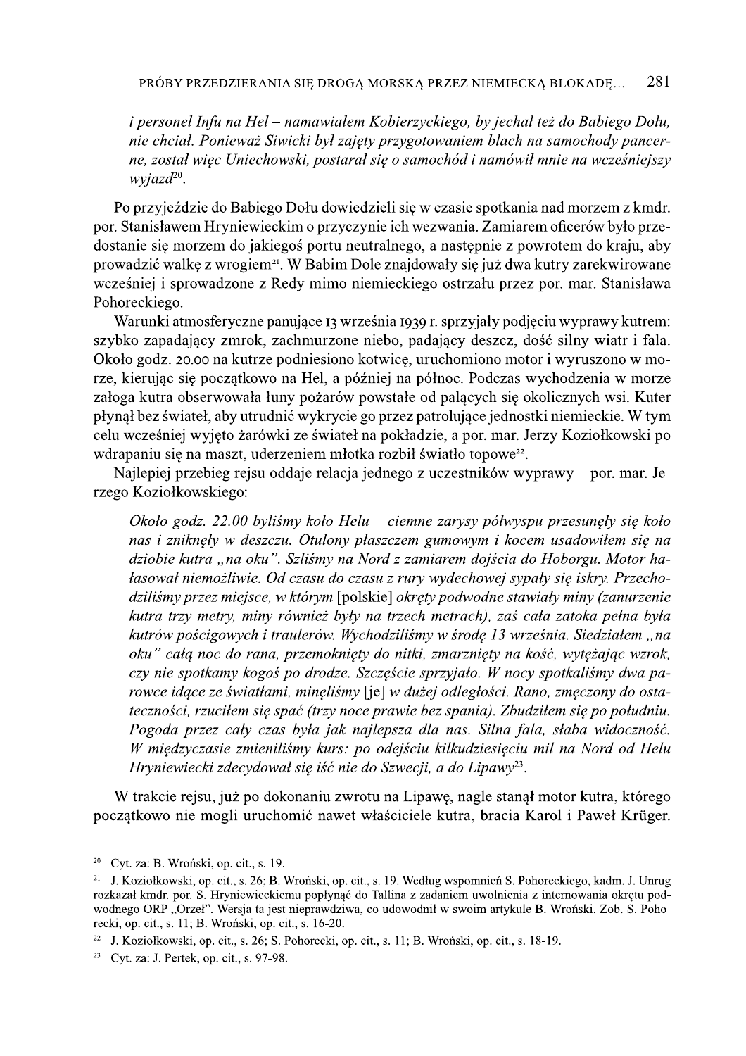*i personel Infu na Hel – namawiałem Kobierzyckiego, by jechał też do Babiego Dołu, nie chciał. Ponieważ Siwicki był zajęty przygotowaniem blach na samochody pancerne, został więc Uniechowski, postarał się o samochód i namówił mnie na wcześniejszy wyjazd*[20].

Po przyjeździe do Babiego Dołu dowiedzieli się w czasie spotkania nad morzem z kmdr. por. Stanisławem Hryniewieckim o przyczynie ich wezwania. Zamiarem oficerów było przedostanie się morzem do jakiegoś portu neutralnego, a następnie z powrotem do kraju, aby prowadzić walkę z wrogiem[21]. W Babim Dole znajdowały się już dwa kutry zarekwirowane wcześniej i sprowadzone z Redy mimo niemieckiego ostrzału przez por. mar. Stanisława Pohoreckiego.

Warunki atmosferyczne panujące 13 września 1939 r. sprzyjały podjęciu wyprawy kutrem: szybko zapadający zmrok, zachmurzone niebo, padający deszcz, dość silny wiatr i fala. Około godz. 20.00 na kutrze podniesiono kotwicę, uruchomiono motor i wyruszono w morze, kierując się początkowo na Hel, a później na północ. Podczas wychodzenia w morze załoga kutra obserwowała łuny pożarów powstałe od palących się okolicznych wsi. Kuter płynął bez świateł, aby utrudnić wykrycie go przez patrolujące jednostki niemieckie. W tym celu wcześniej wyjęto żarówki ze świateł na pokładzie, a por. mar. Jerzy Koziołkowski po wdrapaniu się na maszt, uderzeniem młotka rozbił światło topowe[22].

Najlepiej przebieg rejsu oddaje relacja jednego z uczestników wyprawy – por. mar. Jerzego Koziołkowskiego:

> *Około godz. 22.00 byliśmy koło Helu – ciemne zarysy półwyspu przesunęły się koło nas i zniknęły w deszczu. Otulony płaszczem gumowym i kocem usadowiłem się na dziobie kutra „na oku". Szliśmy na Nord z zamiarem dojścia do Hoborgu. Motor hałasował niemożliwie. Od czasu do czasu z rury wydechowej sypały się iskry. Przechodziliśmy przez miejsce, w którym* [polskie] *okręty podwodne stawiały miny (zanurzenie kutra trzy metry, miny również były na trzech metrach), zaś cała zatoka pełna była kutrów pościgowych i traulerów. Wychodziliśmy w środę 13 września. Siedziałem „na oku" całą noc do rana, przemoknięty do nitki, zmarznięty na kość, wytężając wzrok, czy nie spotkamy kogoś po drodze. Szczęście sprzyjało. W nocy spotkaliśmy dwa parowce idące ze światłami, minęliśmy* [je] *w dużej odległości. Rano, zmęczony do ostateczności, rzuciłem się spać (trzy noce prawie bez spania). Zbudziłem się po południu. Pogoda przez cały czas była jak najlepsza dla nas. Silna fala, słaba widoczność. W międzyczasie zmieniliśmy kurs: po odejściu kilkudziesięciu mil na Nord od Helu Hryniewiecki zdecydował się iść nie do Szwecji, a do Lipawy*[23].

W trakcie rejsu, już po dokonaniu zwrotu na Lipawę, nagle stanął motor kutra, którego początkowo nie mogli uruchomić nawet właściciele kutra, bracia Karol i Paweł Krüger.

---

[20] Cyt. za: B. Wroński, op. cit., s. 19.

[21] J. Koziołkowski, op. cit., s. 26; B. Wroński, op. cit., s. 19. Według wspomnień S. Pohoreckiego, kadm. J. Unrug rozkazał kmdr. por. S. Hryniewieckiemu popłynąć do Tallina z zadaniem uwolnienia z internowania okrętu podwodnego ORP „Orzeł". Wersja ta jest nieprawdziwa, co udowodnił w swoim artykule B. Wroński. Zob. S. Pohorecki, op. cit., s. 11; B. Wroński, op. cit., s. 16-20.

[22] J. Koziołkowski, op. cit., s. 26; S. Pohorecki, op. cit., s. 11; B. Wroński, op. cit., s. 18-19.

[23] Cyt. za: J. Pertek, op. cit., s. 97-98.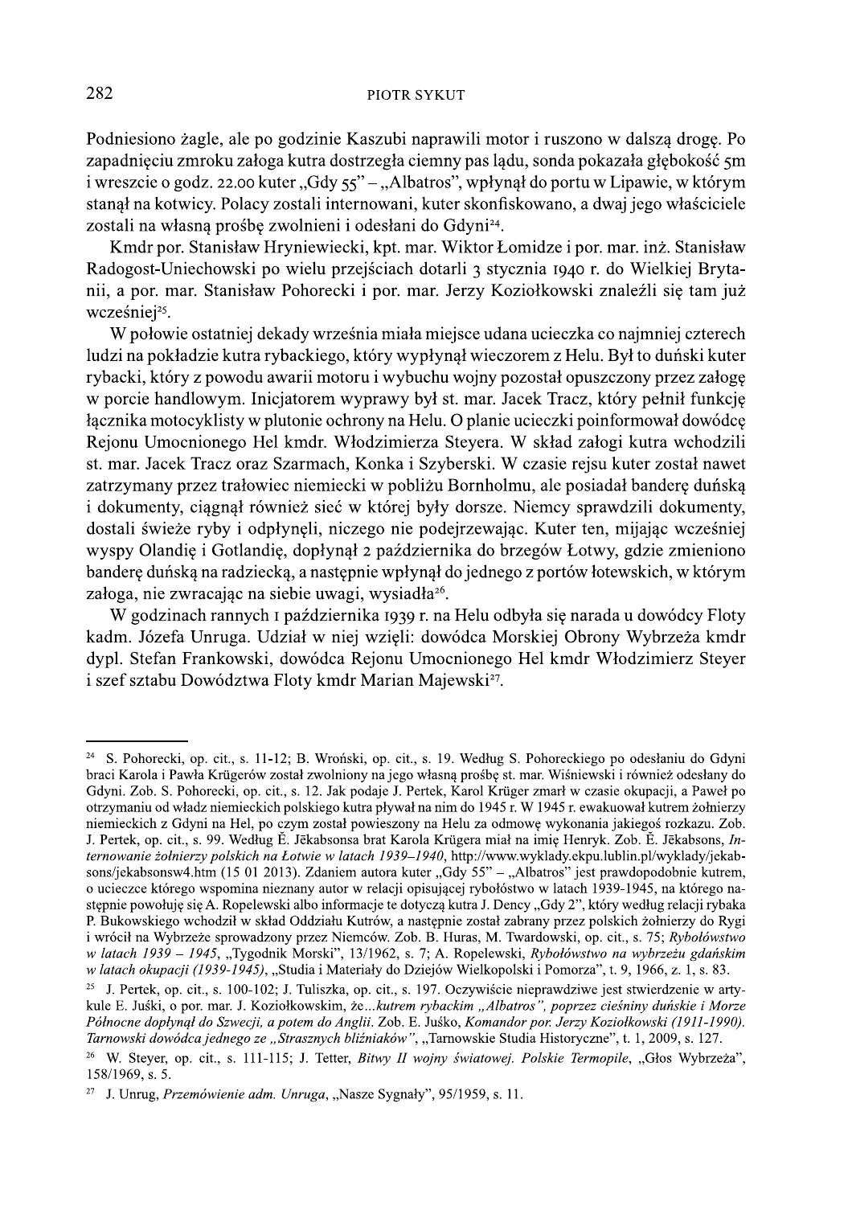Podniesiono żagle, ale po godzinie Kaszubi naprawili motor i ruszono w dalszą drogę. Po zapadnięciu zmroku załoga kutra dostrzegła ciemny pas lądu, sonda pokazała głębokość 5m i wreszcie o godz. 22.00 kuter „Gdy 55" – „Albatros", wpłynął do portu w Lipawie, w którym stanął na kotwicy. Polacy zostali internowani, kuter skonfiskowano, a dwaj jego właściciele zostali na własną prośbę zwolnieni i odesłani do Gdyni[24].

Kmdr por. Stanisław Hryniewiecki, kpt. mar. Wiktor Łomidze i por. mar. inż. Stanisław Radogost-Uniechowski po wielu przejściach dotarli 3 stycznia 1940 r. do Wielkiej Brytanii, a por. mar. Stanisław Pohorecki i por. mar. Jerzy Koziołkowski znaleźli się tam już wcześniej[25].

W połowie ostatniej dekady września miała miejsce udana ucieczka co najmniej czterech ludzi na pokładzie kutra rybackiego, który wypłynął wieczorem z Helu. Był to duński kuter rybacki, który z powodu awarii motoru i wybuchu wojny pozostał opuszczony przez załogę w porcie handlowym. Inicjatorem wyprawy był st. mar. Jacek Tracz, który pełnił funkcję łącznika motocyklisty w plutonie ochrony na Helu. O planie ucieczki poinformował dowódcę Rejonu Umocnionego Hel kmdr. Włodzimierza Steyera. W skład załogi kutra wchodzili st. mar. Jacek Tracz oraz Szarmach, Konka i Szyberski. W czasie rejsu kuter został nawet zatrzymany przez trałowiec niemiecki w pobliżu Bornholmu, ale posiadał banderę duńską i dokumenty, ciągnął również sieć w której były dorsze. Niemcy sprawdzili dokumenty, dostali świeże ryby i odpłynęli, niczego nie podejrzewając. Kuter ten, mijając wcześniej wyspy Olandię i Gotlandię, dopłynął 2 października do brzegów Łotwy, gdzie zmieniono banderę duńską na radziecką, a następnie wpłynął do jednego z portów łotewskich, w którym załoga, nie zwracając na siebie uwagi, wysiadła[26].

W godzinach rannych 1 października 1939 r. na Helu odbyła się narada u dowódcy Floty kadm. Józefa Unruga. Udział w niej wzięli: dowódca Morskiej Obrony Wybrzeża kmdr dypl. Stefan Frankowski, dowódca Rejonu Umocnionego Hel kmdr Włodzimierz Steyer i szef sztabu Dowództwa Floty kmdr Marian Majewski[27].

---

[24] S. Pohorecki, op. cit., s. 11-12; B. Wroński, op. cit., s. 19. Według S. Pohoreckiego po odesłaniu do Gdyni braci Karola i Pawła Krügerów został zwolniony na jego własną prośbę st. mar. Wiśniewski i również odesłany do Gdyni. Zob. S. Pohorecki, op. cit., s. 12. Jak podaje J. Pertek, Karol Krüger zmarł w czasie okupacji, a Paweł po otrzymaniu od władz niemieckich polskiego kutra pływał na nim do 1945 r. W 1945 r. ewakuował kutrem żołnierzy niemieckich z Gdyni na Hel, po czym został powieszony na Helu za odmowę wykonania jakiegoś rozkazu. Zob. J. Pertek, op. cit., s. 99. Według Ē. Jēkabsonsa brat Karola Krügera miał na imię Henryk. Zob. Ē. Jēkabsons, *Internowanie żołnierzy polskich na Łotwie w latach 1939–1940*, http://www.wyklady.ekpu.lublin.pl/wyklady/jekabsons/jekabsonsw4.htm (15 01 2013). Zdaniem autora kuter „Gdy 55" – „Albatros" jest prawdopodobnie kutrem, o ucieczce którego wspomina nieznany autor w relacji opisującej rybołóstwo w latach 1939-1945, na którego następnie powołuję się A. Ropelewski albo informacje te dotyczą kutra J. Dency „Gdy 2", który według relacji rybaka P. Bukowskiego wchodził w skład Oddziału Kutrów, a następnie został zabrany przez polskich żołnierzy do Rygi i wrócił na Wybrzeże sprowadzony przez Niemców. Zob. B. Huras, M. Twardowski, op. cit., s. 75; *Rybołówstwo w latach 1939 – 1945*, „Tygodnik Morski", 13/1962, s. 7; A. Ropelewski, *Rybołówstwo na wybrzeżu gdańskim w latach okupacji (1939-1945)*, „Studia i Materiały do Dziejów Wielkopolski i Pomorza", t. 9, 1966, z. 1, s. 83.

[25] J. Pertek, op. cit., s. 100-102; J. Tuliszka, op. cit., s. 197. Oczywiście nieprawdziwe jest stwierdzenie w artykule E. Juśki, o por. mar. J. Koziołkowskim, że...*kutrem rybackim „Albatros", poprzez cieśniny duńskie i Morze Północne dopłynął do Szwecji, a potem do Anglii*. Zob. E. Juśko, *Komandor por. Jerzy Koziołkowski (1911-1990). Tarnowski dowódca jednego ze „Strasznych bliźniaków"*, „Tarnowskie Studia Historyczne", t. 1, 2009, s. 127.

[26] W. Steyer, op. cit., s. 111-115; J. Tetter, *Bitwy II wojny światowej. Polskie Termopile*, „Głos Wybrzeża", 158/1969, s. 5.

[27] J. Unrug, *Przemówienie adm. Unruga*, „Nasze Sygnały", 95/1959, s. 11.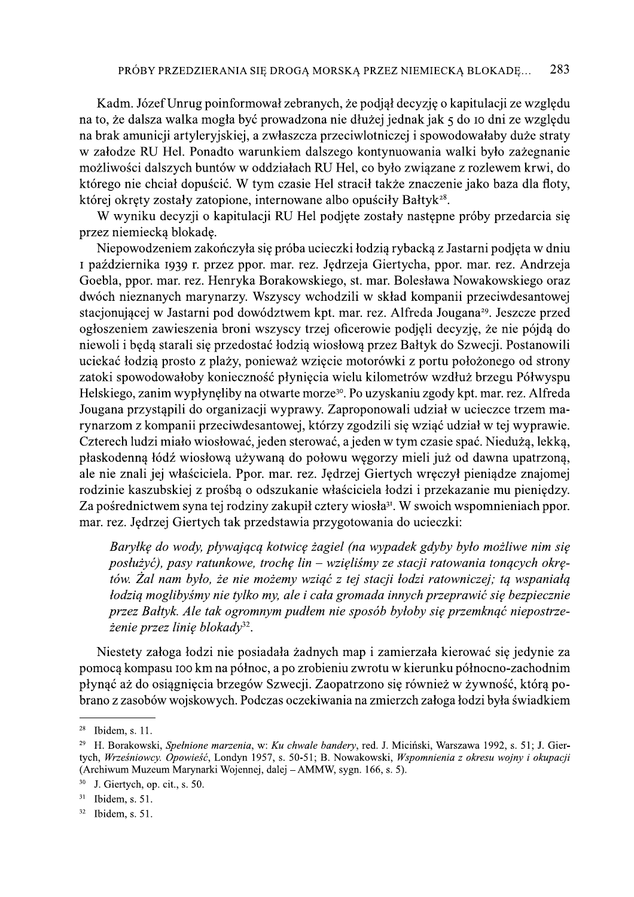Kadm. Józef Unrug poinformował zebranych, że podjął decyzję o kapitulacji ze względu na to, że dalsza walka mogła być prowadzona nie dłużej jednak jak 5 do 10 dni ze względu na brak amunicji artyleryjskiej, a zwłaszcza przeciwlotniczej i spowodowałaby duże straty w załodze RU Hel. Ponadto warunkiem dalszego kontynuowania walki było zażegnanie możliwości dalszych buntów w oddziałach RU Hel, co było związane z rozlewem krwi, do którego nie chciał dopuścić. W tym czasie Hel stracił także znaczenie jako baza dla floty, której okręty zostały zatopione, internowane albo opuściły Bałtyk[28].

W wyniku decyzji o kapitulacji RU Hel podjęte zostały następne próby przedarcia się przez niemiecką blokadę.

Niepowodzeniem zakończyła się próba ucieczki łodzią rybacką z Jastarni podjęta w dniu 1 października 1939 r. przez ppor. mar. rez. Jędrzeja Giertycha, ppor. mar. rez. Andrzeja Goebla, ppor. mar. rez. Henryka Borakowskiego, st. mar. Bolesława Nowakowskiego oraz dwóch nieznanych marynarzy. Wszyscy wchodzili w skład kompanii przeciwdesantowej stacjonującej w Jastarni pod dowództwem kpt. mar. rez. Alfreda Jougana[29]. Jeszcze przed ogłoszeniem zawieszenia broni wszyscy trzej oficerowie podjęli decyzję, że nie pójdą do niewoli i będą starali się przedostać łodzią wiosłową przez Bałtyk do Szwecji. Postanowili uciekać łodzią prosto z plaży, ponieważ wzięcie motorówki z portu położonego od strony zatoki spowodowałoby konieczność płynięcia wielu kilometrów wzdłuż brzegu Półwyspu Helskiego, zanim wypłynęliby na otwarte morze[30]. Po uzyskaniu zgody kpt. mar. rez. Alfreda Jougana przystąpili do organizacji wyprawy. Zaproponowali udział w ucieczce trzem marynarzom z kompanii przeciwdesantowej, którzy zgodzili się wziąć udział w tej wyprawie. Czterech ludzi miało wiosłować, jeden sterować, a jeden w tym czasie spać. Niedużą, lekką, płaskodenną łódź wiosłową używaną do połowu węgorzy mieli już od dawna upatrzoną, ale nie znali jej właściciela. Ppor. mar. rez. Jędrzej Giertych wręczył pieniądze znajomej rodzinie kaszubskiej z prośbą o odszukanie właściciela łodzi i przekazanie mu pieniędzy. Za pośrednictwem syna tej rodziny zakupił cztery wiosła[31]. W swoich wspomnieniach ppor. mar. rez. Jędrzej Giertych tak przedstawia przygotowania do ucieczki:

> *Baryłkę do wody, pływającą kotwicę żagiel (na wypadek gdyby było możliwe nim się posłużyć), pasy ratunkowe, trochę lin – wzięliśmy ze stacji ratowania tonących okrętów. Żal nam było, że nie możemy wziąć z tej stacji łodzi ratowniczej; tą wspaniałą łodzią moglibyśmy nie tylko my, ale i cała gromada innych przeprawić się bezpiecznie przez Bałtyk. Ale tak ogromnym pudłem nie sposób byłoby się przemknąć niepostrzeżenie przez linię blokady*[32].

Niestety załoga łodzi nie posiadała żadnych map i zamierzała kierować się jedynie za pomocą kompasu 100 km na północ, a po zrobieniu zwrotu w kierunku północno-zachodnim płynąć aż do osiągnięcia brzegów Szwecji. Zaopatrzono się również w żywność, którą pobrano z zasobów wojskowych. Podczas oczekiwania na zmierzch załoga łodzi była świadkiem

---

[28] Ibidem, s. 11.

[29] H. Borakowski, *Spełnione marzenia*, w: *Ku chwale bandery*, red. J. Miciński, Warszawa 1992, s. 51; J. Giertych, *Wrześniowcy. Opowieść*, Londyn 1957, s. 50-51; B. Nowakowski, *Wspomnienia z okresu wojny i okupacji* (Archiwum Muzeum Marynarki Wojennej, dalej – AMMW, sygn. 166, s. 5).

[30] J. Giertych, op. cit., s. 50.

[31] Ibidem, s. 51.

[32] Ibidem, s. 51.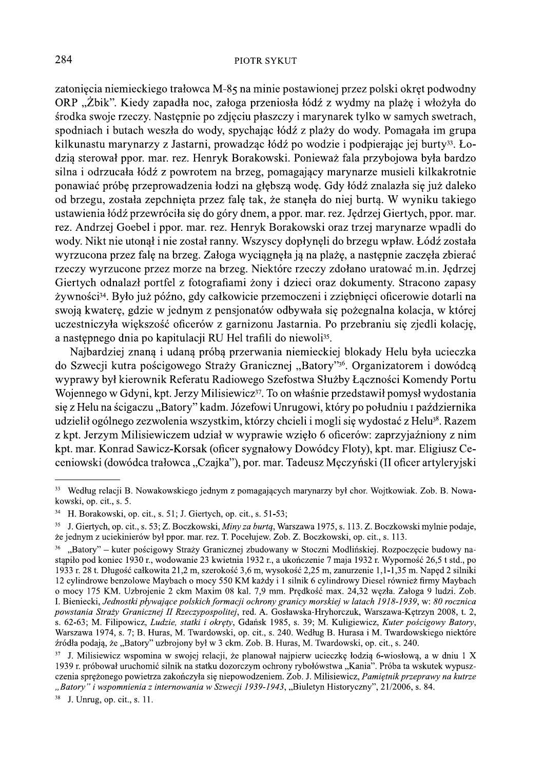zatonięcia niemieckiego trałowca M-85 na minie postawionej przez polski okręt podwodny ORP „Żbik". Kiedy zapadła noc, załoga przeniosła łódź z wydmy na plażę i włożyła do środka swoje rzeczy. Następnie po zdjęciu płaszczy i marynarek tylko w samych swetrach, spodniach i butach weszła do wody, spychając łódź z plaży do wody. Pomagała im grupa kilkunastu marynarzy z Jastarni, prowadząc łódź po wodzie i podpierając jej burty[33]. Łodzią sterował ppor. mar. rez. Henryk Borakowski. Ponieważ fala przybojowa była bardzo silna i odrzucała łódź z powrotem na brzeg, pomagający marynarze musieli kilkakrotnie ponawiać próbę przeprowadzenia łodzi na głębszą wodę. Gdy łódź znalazła się już daleko od brzegu, została zepchnięta przez falę tak, że stanęła do niej burtą. W wyniku takiego ustawienia łódź przewróciła się do góry dnem, a ppor. mar. rez. Jędrzej Giertych, ppor. mar. rez. Andrzej Goebel i ppor. mar. rez. Henryk Borakowski oraz trzej marynarze wpadli do wody. Nikt nie utonął i nie został ranny. Wszyscy dopłynęli do brzegu wpław. Łódź została wyrzucona przez falę na brzeg. Załoga wyciągnęła ją na plażę, a następnie zaczęła zbierać rzeczy wyrzucone przez morze na brzeg. Niektóre rzeczy zdołano uratować m.in. Jędrzej Giertych odnalazł portfel z fotografiami żony i dzieci oraz dokumenty. Stracono zapasy żywności[34]. Było już późno, gdy całkowicie przemoczeni i zziębnięci oficerowie dotarli na swoją kwaterę, gdzie w jednym z pensjonatów odbywała się pożegnalna kolacja, w której uczestniczyła większość oficerów z garnizonu Jastarnia. Po przebraniu się zjedli kolację, a następnego dnia po kapitulacji RU Hel trafili do niewoli[35].

Najbardziej znaną i udaną próbą przerwania niemieckiej blokady Helu była ucieczka do Szwecji kutra pościgowego Straży Granicznej „Batory"[36]. Organizatorem i dowódcą wyprawy był kierownik Referatu Radiowego Szefostwa Służby Łączności Komendy Portu Wojennego w Gdyni, kpt. Jerzy Milisiewicz[37]. To on właśnie przedstawił pomysł wydostania się z Helu na ścigaczu „Batory" kadm. Józefowi Unrugowi, który po południu 1 października udzielił ogólnego zezwolenia wszystkim, którzy chcieli i mogli się wydostać z Helu[38]. Razem z kpt. Jerzym Milisiewiczem udział w wyprawie wzięło 6 oficerów: zaprzyjaźniony z nim kpt. mar. Konrad Sawicz-Korsak (oficer sygnałowy Dowódcy Floty), kpt. mar. Eligiusz Ceceniowski (dowódca trałowca „Czajka"), por. mar. Tadeusz Męczyński (II oficer artyleryjski

---

[33] Według relacji B. Nowakowskiego jednym z pomagających marynarzy był chor. Wojtkowiak. Zob. B. Nowakowski, op. cit., s. 5.

[34] H. Borakowski, op. cit., s. 51; J. Giertych, op. cit., s. 51-53;

[35] J. Giertych, op. cit., s. 53; Z. Boczkowski, *Miny za burtą*, Warszawa 1975, s. 113. Z. Boczkowski mylnie podaje, że jednym z uciekinierów był ppor. mar. rez. T. Pocełujew. Zob. Z. Boczkowski, op. cit., s. 113.

[36] „Batory" – kuter pościgowy Straży Granicznej zbudowany w Stoczni Modlińskiej. Rozpoczęcie budowy nastąpiło pod koniec 1930 r., wodowanie 23 kwietnia 1932 r., a ukończenie 7 maja 1932 r. Wyporność 26,5 t std., po 1933 r. 28 t. Długość całkowita 21,2 m, szerokość 3,6 m, wysokość 2,25 m, zanurzenie 1,1-1,35 m. Napęd 2 silniki 12 cylindrowe benzolowe Maybach o mocy 550 KM każdy i 1 silnik 6 cylindrowy Diesel również firmy Maybach o mocy 175 KM. Uzbrojenie 2 ckm Maxim 08 kal. 7,9 mm. Prędkość max. 24,32 węzła. Załoga 9 ludzi. Zob. I. Bieniecki, *Jednostki pływające polskich formacji ochrony granicy morskiej w latach 1918-1939*, w: *80 rocznica powstania Straży Granicznej II Rzeczypospolitej*, red. A. Gosławska-Hryhorczuk, Warszawa-Kętrzyn 2008, t. 2, s. 62-63; M. Filipowicz, *Ludzie, statki i okręty*, Gdańsk 1985, s. 39; M. Kuligiewicz, *Kuter pościgowy Batory*, Warszawa 1974, s. 7; B. Huras, M. Twardowski, op. cit., s. 240. Według B. Hurasa i M. Twardowskiego niektóre źródła podają, że „Batory" uzbrojony był w 3 ckm. Zob. B. Huras, M. Twardowski, op. cit., s. 240.

[37] J. Milisiewicz wspomina w swojej relacji, że planował najpierw ucieczkę łodzią 6-wiosłową, a w dniu 1 X 1939 r. próbował uruchomić silnik na statku dozorczym ochrony rybołówstwa „Kania". Próba ta wskutek wypuszczenia sprężonego powietrza zakończyła się niepowodzeniem. Zob. J. Milisiewicz, *Pamiętnik przeprawy na kutrze „Batory" i wspomnienia z internowania w Szwecji 1939-1943*, „Biuletyn Historyczny", 21/2006, s. 84.

[38] J. Unrug, op. cit., s. 11.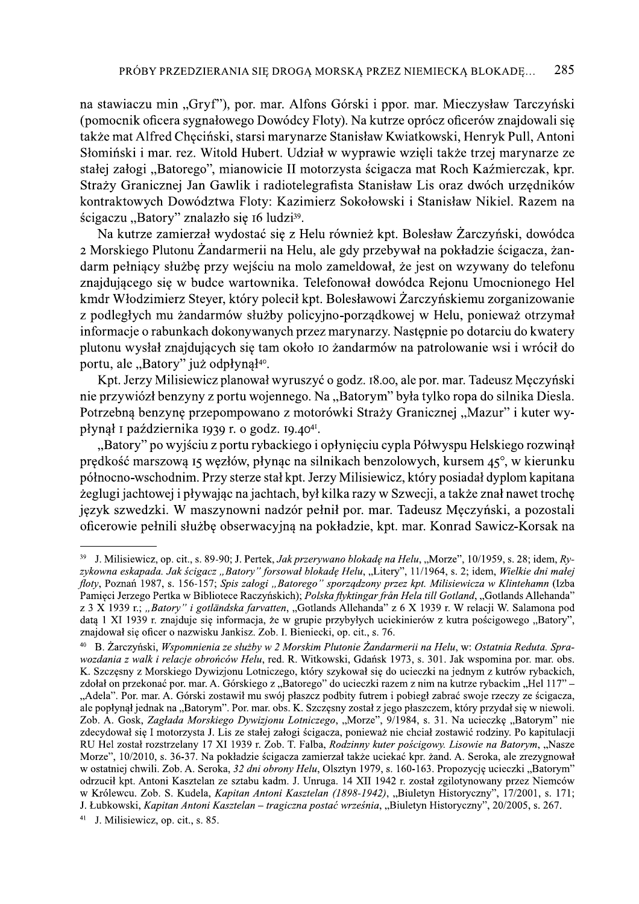na stawiaczu min „Gryf"), por. mar. Alfons Górski i ppor. mar. Mieczysław Tarczyński (pomocnik oficera sygnałowego Dowódcy Floty). Na kutrze oprócz oficerów znajdowali się także mat Alfred Chęciński, starsi marynarze Stanisław Kwiatkowski, Henryk Pull, Antoni Słomiński i mar. rez. Witold Hubert. Udział w wyprawie wzięli także trzej marynarze ze stałej załogi „Batorego", mianowicie II motorzysta ścigacza mat Roch Kaźmierczak, kpr. Straży Granicznej Jan Gawlik i radiotelegrafista Stanisław Lis oraz dwóch urzędników kontraktowych Dowództwa Floty: Kazimierz Sokołowski i Stanisław Nikiel. Razem na ścigaczu „Batory" znalazło się 16 ludzi[39].

Na kutrze zamierzał wydostać się z Helu również kpt. Bolesław Żarczyński, dowódca 2 Morskiego Plutonu Żandarmerii na Helu, ale gdy przebywał na pokładzie ścigacza, żandarm pełniący służbę przy wejściu na molo zameldował, że jest on wzywany do telefonu znajdującego się w budce wartownika. Telefonował dowódca Rejonu Umocnionego Hel kmdr Włodzimierz Steyer, który polecił kpt. Bolesławowi Żarczyńskiemu zorganizowanie z podległych mu żandarmów służby policyjno-porządkowej w Helu, ponieważ otrzymał informacje o rabunkach dokonywanych przez marynarzy. Następnie po dotarciu do kwatery plutonu wysłał znajdujących się tam około 10 żandarmów na patrolowanie wsi i wrócił do portu, ale „Batory" już odpłynął[40].

Kpt. Jerzy Milisiewicz planował wyruszyć o godz. 18.00, ale por. mar. Tadeusz Męczyński nie przywiózł benzyny z portu wojennego. Na „Batorym" była tylko ropa do silnika Diesla. Potrzebną benzynę przepompowano z motorówki Straży Granicznej „Mazur" i kuter wypłynął 1 października 1939 r. o godz. 19.40[41].

„Batory" po wyjściu z portu rybackiego i opłynięciu cypla Półwyspu Helskiego rozwinął prędkość marszową 15 węzłów, płynąc na silnikach benzolowych, kursem 45°, w kierunku północno-wschodnim. Przy sterze stał kpt. Jerzy Milisiewicz, który posiadał dyplom kapitana żeglugi jachtowej i pływając na jachtach, był kilka razy w Szwecji, a także znał nawet trochę język szwedzki. W maszynowni nadzór pełnił por. mar. Tadeusz Męczyński, a pozostali oficerowie pełnili służbę obserwacyjną na pokładzie, kpt. mar. Konrad Sawicz-Korsak na

---

[39] J. Milisiewicz, op. cit., s. 89-90; J. Pertek, *Jak przerywano blokadę na Helu*, „Morze", 10/1959, s. 28; idem, *Ryzykowna eskapada. Jak ścigacz „Batory" forsował blokadę Helu*, „Litery", 11/1964, s. 2; idem, *Wielkie dni małej floty*, Poznań 1987, s. 156-157; *Spis załogi „Batorego" sporządzony przez kpt. Milisiewicza w Klintehamn* (Izba Pamięci Jerzego Pertka w Bibliotece Raczyńskich); *Polska flyktingar från Hela till Gotland*, „Gotlands Allehanda" z 3 X 1939 r.; *„Batory" i gotländska farvatten*, „Gotlands Allehanda" z 6 X 1939 r. W relacji W. Salamona pod datą 1 XI 1939 r. znajduje się informacja, że w grupie przybyłych uciekinierów z kutra pościgowego „Batory", znajdował się oficer o nazwisku Jankisz. Zob. I. Bieniecki, op. cit., s. 76.

[40] B. Żarczyński, *Wspomnienia ze służby w 2 Morskim Plutonie Żandarmerii na Helu*, w: *Ostatnia Reduta. Sprawozdania z walk i relacje obrońców Helu*, red. R. Witkowski, Gdańsk 1973, s. 301. Jak wspomina por. mar. obs. K. Szczęsny z Morskiego Dywizjonu Lotniczego, który szykował się do ucieczki na jednym z kutrów rybackich, zdołał on przekonać por. mar. A. Górskiego z „Batorego" do ucieczki razem z nim na kutrze rybackim „Hel 117" – „Adela". Por. mar. A. Górski zostawił mu swój płaszcz podbity futrem i pobiegł zabrać swoje rzeczy ze ścigacza, ale popłynął jednak na „Batorym". Por. mar. obs. K. Szczęsny został z jego płaszczem, który przydał się w niewoli. Zob. A. Gosk, *Zagłada Morskiego Dywizjonu Lotniczego*, „Morze", 9/1984, s. 31. Na ucieczkę „Batorym" nie zdecydował się I motorzysta J. Lis ze stałej załogi ścigacza, ponieważ nie chciał zostawić rodziny. Po kapitulacji RU Hel został rozstrzelany 17 XI 1939 r. Zob. T. Falba, *Rodzinny kuter pościgowy. Lisowie na Batorym*, „Nasze Morze", 10/2010, s. 36-37. Na pokładzie ścigacza zamierzał także uciekać kpr. żand. A. Seroka, ale zrezygnował w ostatniej chwili. Zob. A. Seroka, *32 dni obrony Helu*, Olsztyn 1979, s. 160-163. Propozycję ucieczki „Batorym" odrzucił kpt. Antoni Kasztelan ze sztabu kadm. J. Unruga. 14 XII 1942 r. został zgilotynowany przez Niemców w Królewcu. Zob. S. Kudela, *Kapitan Antoni Kasztelan (1898-1942)*, „Biuletyn Historyczny", 17/2001, s. 171; J. Łubkowski, *Kapitan Antoni Kasztelan – tragiczna postać września*, „Biuletyn Historyczny", 20/2005, s. 267.

[41] J. Milisiewicz, op. cit., s. 85.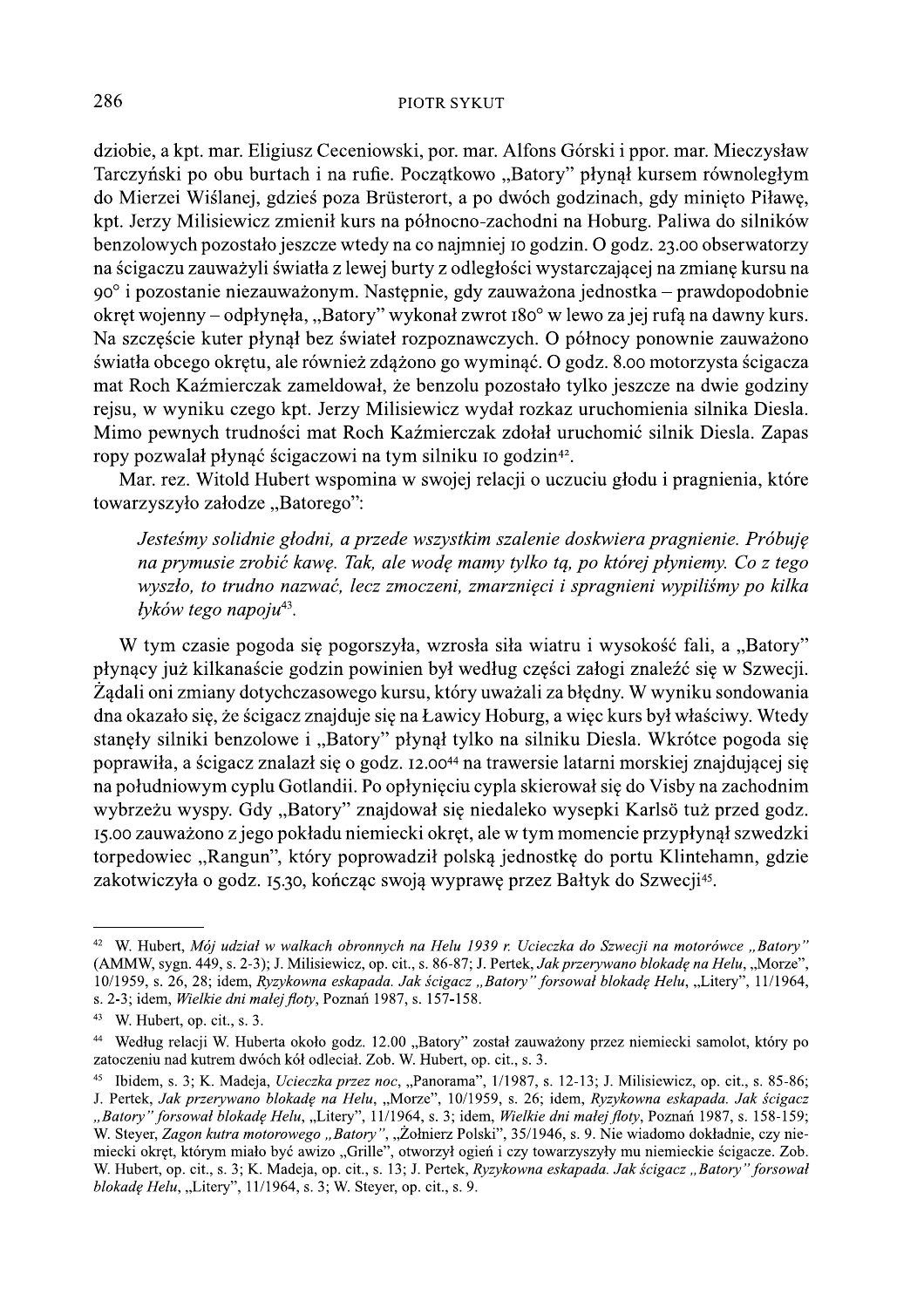dziobie, a kpt. mar. Eligiusz Ceceniowski, por. mar. Alfons Górski i ppor. mar. Mieczysław Tarczyński po obu burtach i na rufie. Początkowo „Batory" płynął kursem równoległym do Mierzei Wiślanej, gdzieś poza Brüsterort, a po dwóch godzinach, gdy minięto Piławę, kpt. Jerzy Milisiewicz zmienił kurs na północno-zachodni na Hoburg. Paliwa do silników benzolowych pozostało jeszcze wtedy na co najmniej 10 godzin. O godz. 23.00 obserwatorzy na ścigaczu zauważyli światła z lewej burty z odległości wystarczającej na zmianę kursu na 90° i pozostanie niezauważonym. Następnie, gdy zauważona jednostka – prawdopodobnie okręt wojenny – odpłynęła, „Batory" wykonał zwrot 180° w lewo za jej rufą na dawny kurs. Na szczęście kuter płynął bez świateł rozpoznawczych. O północy ponownie zauważono światła obcego okrętu, ale również zdążono go wyminąć. O godz. 8.00 motorzysta ścigacza mat Roch Kaźmierczak zameldował, że benzolu pozostało tylko jeszcze na dwie godziny rejsu, w wyniku czego kpt. Jerzy Milisiewicz wydał rozkaz uruchomienia silnika Diesla. Mimo pewnych trudności mat Roch Kaźmierczak zdołał uruchomić silnik Diesla. Zapas ropy pozwalał płynąć ścigaczowi na tym silniku 10 godzin[42].

Mar. rez. Witold Hubert wspomina w swojej relacji o uczuciu głodu i pragnienia, które towarzyszyło załodze „Batorego":

> *Jesteśmy solidnie głodni, a przede wszystkim szalenie doskwiera pragnienie. Próbuję na prymusie zrobić kawę. Tak, ale wodę mamy tylko tą, po której płyniemy. Co z tego wyszło, to trudno nazwać, lecz zmoczeni, zmarznięci i spragnieni wypiliśmy po kilka łyków tego napoju*[43].

W tym czasie pogoda się pogorszyła, wzrosła siła wiatru i wysokość fali, a „Batory" płynący już kilkanaście godzin powinien był według części załogi znaleźć się w Szwecji. Żądali oni zmiany dotychczasowego kursu, który uważali za błędny. W wyniku sondowania dna okazało się, że ścigacz znajduje się na Ławicy Hoburg, a więc kurs był właściwy. Wtedy stanęły silniki benzolowe i „Batory" płynął tylko na silniku Diesla. Wkrótce pogoda się poprawiła, a ścigacz znalazł się o godz. 12.00[44] na trawersie latarni morskiej znajdującej się na południowym cyplu Gotlandii. Po opłynięciu cypla skierował się do Visby na zachodnim wybrzeżu wyspy. Gdy „Batory" znajdował się niedaleko wysepki Karlsö tuż przed godz. 15.00 zauważono z jego pokładu niemiecki okręt, ale w tym momencie przypłynął szwedzki torpedowiec „Rangun", który poprowadził polską jednostkę do portu Klintehamn, gdzie zakotwiczyła o godz. 15.30, kończąc swoją wyprawę przez Bałtyk do Szwecji[45].

---

[42] W. Hubert, *Mój udział w walkach obronnych na Helu 1939 r. Ucieczka do Szwecji na motorówce „Batory"* (AMMW, sygn. 449, s. 2-3); J. Milisiewicz, op. cit., s. 86-87; J. Pertek, *Jak przerywano blokadę na Helu*, „Morze", 10/1959, s. 26, 28; idem, *Ryzykowna eskapada. Jak ścigacz „Batory" forsował blokadę Helu*, „Litery", 11/1964, s. 2-3; idem, *Wielkie dni małej floty*, Poznań 1987, s. 157-158.

[43] W. Hubert, op. cit., s. 3.

[44] Według relacji W. Huberta około godz. 12.00 „Batory" został zauważony przez niemiecki samolot, który po zatoczeniu nad kutrem dwóch kół odleciał. Zob. W. Hubert, op. cit., s. 3.

[45] Ibidem, s. 3; K. Madeja, *Ucieczka przez noc*, „Panorama", 1/1987, s. 12-13; J. Milisiewicz, op. cit., s. 85-86; J. Pertek, *Jak przerywano blokadę na Helu*, „Morze", 10/1959, s. 26; idem, *Ryzykowna eskapada. Jak ścigacz „Batory" forsował blokadę Helu*, „Litery", 11/1964, s. 3; idem, *Wielkie dni małej floty*, Poznań 1987, s. 158-159; W. Steyer, *Zagon kutra motorowego „Batory"*, „Żołnierz Polski", 35/1946, s. 9. Nie wiadomo dokładnie, czy niemiecki okręt, którym miało być awizo „Grille", otworzył ogień i czy towarzyszyły mu niemieckie ścigacze. Zob. W. Hubert, op. cit., s. 3; K. Madeja, op. cit., s. 13; J. Pertek, *Ryzykowna eskapada. Jak ścigacz „Batory" forsował blokadę Helu*, „Litery", 11/1964, s. 3; W. Steyer, op. cit., s. 9.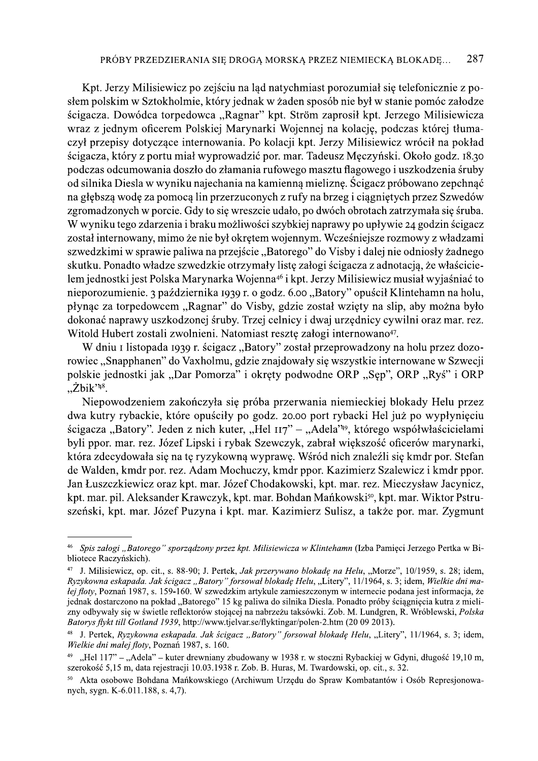Kpt. Jerzy Milisiewicz po zejściu na ląd natychmiast porozumiał się telefonicznie z posłem polskim w Sztokholmie, który jednak w żaden sposób nie był w stanie pomóc załodze ścigacza. Dowódca torpedowca „Ragnar" kpt. Ström zaprosił kpt. Jerzego Milisiewicza wraz z jednym oficerem Polskiej Marynarki Wojennej na kolację, podczas której tłumaczył przepisy dotyczące internowania. Po kolacji kpt. Jerzy Milisiewicz wrócił na pokład ścigacza, który z portu miał wyprowadzić por. mar. Tadeusz Męczyński. Około godz. 18.30 podczas odcumowania doszło do złamania rufowego masztu flagowego i uszkodzenia śruby od silnika Diesla w wyniku najechania na kamienną mieliznę. Ścigacz próbowano zepchnąć na głębszą wodę za pomocą lin przerzuconych z rufy na brzeg i ciągniętych przez Szwedów zgromadzonych w porcie. Gdy to się wreszcie udało, po dwóch obrotach zatrzymała się śruba. W wyniku tego zdarzenia i braku możliwości szybkiej naprawy po upływie 24 godzin ścigacz został internowany, mimo że nie był okrętem wojennym. Wcześniejsze rozmowy z władzami szwedzkimi w sprawie paliwa na przejście „Batorego" do Visby i dalej nie odniosły żadnego skutku. Ponadto władze szwedzkie otrzymały listę załogi ścigacza z adnotacją, że właścicielem jednostki jest Polska Marynarka Wojenna[46] i kpt. Jerzy Milisiewicz musiał wyjaśniać to nieporozumienie. 3 października 1939 r. o godz. 6.00 „Batory" opuścił Klintehamn na holu, płynąc za torpedowcem „Ragnar" do Visby, gdzie został wzięty na slip, aby można było dokonać naprawy uszkodzonej śruby. Trzej celnicy i dwaj urzędnicy cywilni oraz mar. rez. Witold Hubert zostali zwolnieni. Natomiast resztę załogi internowano[47].

W dniu 1 listopada 1939 r. ścigacz „Batory" został przeprowadzony na holu przez dozorowiec „Snapphanen" do Vaxholmu, gdzie znajdowały się wszystkie internowane w Szwecji polskie jednostki jak „Dar Pomorza" i okręty podwodne ORP „Sęp", ORP „Ryś" i ORP „Żbik"[48].

Niepowodzeniem zakończyła się próba przerwania niemieckiej blokady Helu przez dwa kutry rybackie, które opuściły po godz. 20.00 port rybacki Hel już po wypłynięciu ścigacza „Batory". Jeden z nich kuter, „Hel 117" – „Adela"[49], którego współwłaścicielami byli ppor. mar. rez. Józef Lipski i rybak Szewczyk, zabrał większość oficerów marynarki, która zdecydowała się na tę ryzykowną wyprawę. Wśród nich znaleźli się kmdr por. Stefan de Walden, kmdr por. rez. Adam Mochuczy, kmdr ppor. Kazimierz Szalewicz i kmdr ppor. Jan Łuszczkiewicz oraz kpt. mar. Józef Chodakowski, kpt. mar. rez. Mieczysław Jacynicz, kpt. mar. pil. Aleksander Krawczyk, kpt. mar. Bohdan Mańkowski[50], kpt. mar. Wiktor Pstruszeński, kpt. mar. Józef Puzyna i kpt. mar. Kazimierz Sulisz, a także por. mar. Zygmunt

---

[46] *Spis załogi „Batorego" sporządzony przez kpt. Milisiewicza w Klintehamn* (Izba Pamięci Jerzego Pertka w Bibliotece Raczyńskich).

[47] J. Milisiewicz, op. cit., s. 88-90; J. Pertek, *Jak przerywano blokadę na Helu*, „Morze", 10/1959, s. 28; idem, *Ryzykowna eskapada. Jak ścigacz „Batory" forsował blokadę Helu*, „Litery", 11/1964, s. 3; idem, *Wielkie dni małej floty*, Poznań 1987, s. 159-160. W szwedzkim artykule zamieszczonym w internecie podana jest informacja, że jednak dostarczono na pokład „Batorego" 15 kg paliwa do silnika Diesla. Ponadto próby ściągnięcia kutra z mielizny odbywały się w świetle reflektorów stojącej na nabrzeżu taksówki. Zob. M. Lundgren, R. Wróblewski, *Polska Batorys flykt till Gotland 1939*, http://www.tjelvar.se/flyktingar/polen-2.htm (20 09 2013).

[48] J. Pertek, *Ryzykowna eskapada. Jak ścigacz „Batory" forsował blokadę Helu*, „Litery", 11/1964, s. 3; idem, *Wielkie dni małej floty*, Poznań 1987, s. 160.

[49] „Hel 117" – „Adela" – kuter drewniany zbudowany w 1938 r. w stoczni Rybackiej w Gdyni, długość 19,10 m, szerokość 5,15 m, data rejestracji 10.03.1938 r. Zob. B. Huras, M. Twardowski, op. cit., s. 32.

[50] Akta osobowe Bohdana Mańkowskiego (Archiwum Urzędu do Spraw Kombatantów i Osób Represjonowanych, sygn. K-6.011.188, s. 4,7).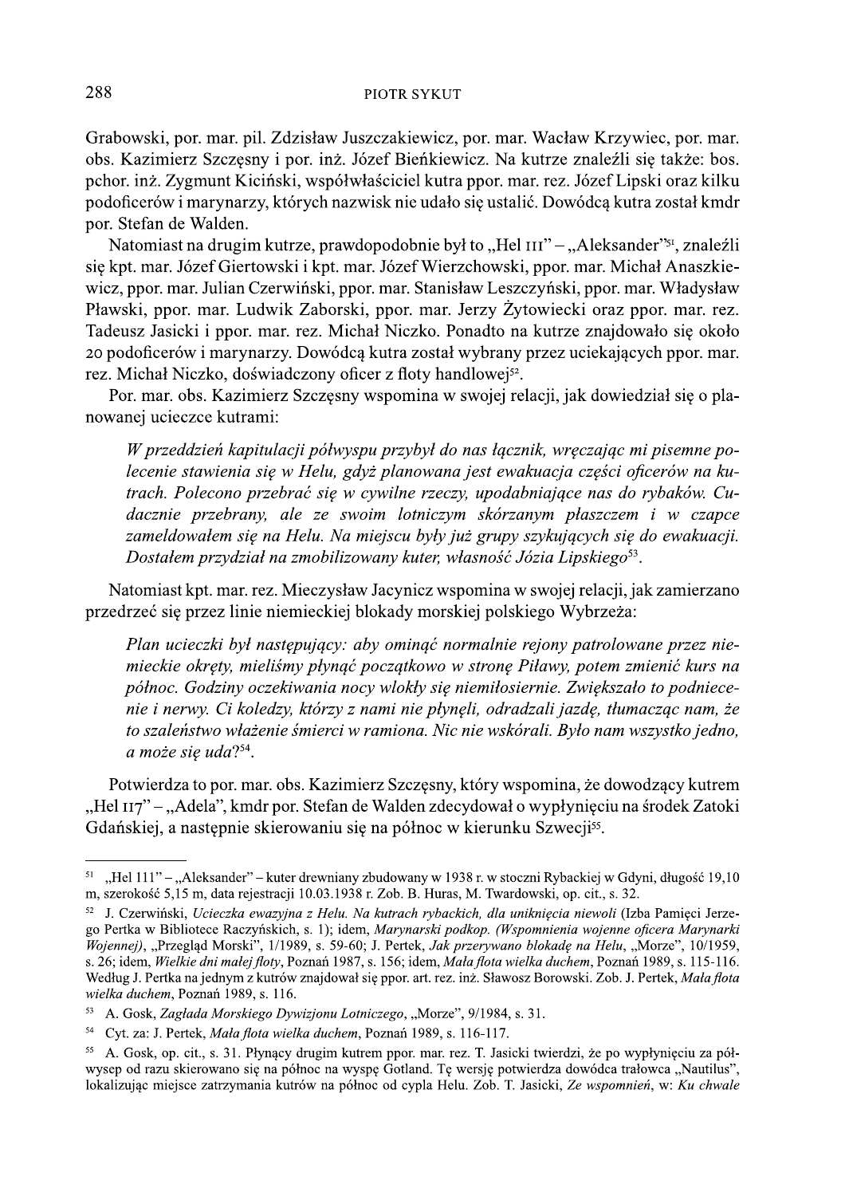Grabowski, por. mar. pil. Zdzisław Juszczakiewicz, por. mar. Wacław Krzywiec, por. mar. obs. Kazimierz Szczęsny i por. inż. Józef Bieńkiewicz. Na kutrze znaleźli się także: bos. pchor. inż. Zygmunt Kiciński, współwłaściciel kutra ppor. mar. rez. Józef Lipski oraz kilku podoficerów i marynarzy, których nazwisk nie udało się ustalić. Dowódcą kutra został kmdr por. Stefan de Walden.

Natomiast na drugim kutrze, prawdopodobnie był to „Hel 111" – „Aleksander"[51], znaleźli się kpt. mar. Józef Giertowski i kpt. mar. Józef Wierzchowski, ppor. mar. Michał Anaszkiewicz, ppor. mar. Julian Czerwiński, ppor. mar. Stanisław Leszczyński, ppor. mar. Władysław Pławski, ppor. mar. Ludwik Zaborski, ppor. mar. Jerzy Żytowiecki oraz ppor. mar. rez. Tadeusz Jasicki i ppor. mar. rez. Michał Niczko. Ponadto na kutrze znajdowało się około 20 podoficerów i marynarzy. Dowódcą kutra został wybrany przez uciekających ppor. mar. rez. Michał Niczko, doświadczony oficer z floty handlowej[52].

Por. mar. obs. Kazimierz Szczęsny wspomina w swojej relacji, jak dowiedział się o planowanej ucieczce kutrami:

> *W przeddzień kapitulacji półwyspu przybył do nas łącznik, wręczając mi pisemne polecenie stawienia się w Helu, gdyż planowana jest ewakuacja części oficerów na kutrach. Polecono przebrać się w cywilne rzeczy, upodabniające nas do rybaków. Cudacznie przebrany, ale ze swoim lotniczym skórzanym płaszczem i w czapce zameldowałem się na Helu. Na miejscu były już grupy szykujących się do ewakuacji. Dostałem przydział na zmobilizowany kuter, własność Józia Lipskiego*[53].

Natomiast kpt. mar. rez. Mieczysław Jacynicz wspomina w swojej relacji, jak zamierzano przedrzeć się przez linie niemieckiej blokady morskiej polskiego Wybrzeża:

> *Plan ucieczki był następujący: aby ominąć normalnie rejony patrolowane przez niemieckie okręty, mieliśmy płynąć początkowo w stronę Piławy, potem zmienić kurs na północ. Godziny oczekiwania nocy wlokły się niemiłosiernie. Zwiększało to podniecenie i nerwy. Ci koledzy, którzy z nami nie płynęli, odradzali jazdę, tłumacząc nam, że to szaleństwo włażenie śmierci w ramiona. Nic nie wskórali. Było nam wszystko jedno, a może się uda?*[54].

Potwierdza to por. mar. obs. Kazimierz Szczęsny, który wspomina, że dowodzący kutrem „Hel 117" – „Adela", kmdr por. Stefan de Walden zdecydował o wypłynięciu na środek Zatoki Gdańskiej, a następnie skierowaniu się na północ w kierunku Szwecji[55].

---

[51] „Hel 111" – „Aleksander" – kuter drewniany zbudowany w 1938 r. w stoczni Rybackiej w Gdyni, długość 19,10 m, szerokość 5,15 m, data rejestracji 10.03.1938 r. Zob. B. Huras, M. Twardowski, op. cit., s. 32.

[52] J. Czerwiński, *Ucieczka ewazyjna z Helu. Na kutrach rybackich, dla uniknięcia niewoli* (Izba Pamięci Jerzego Pertka w Bibliotece Raczyńskich, s. 1); idem, *Marynarski podkop. (Wspomnienia wojenne oficera Marynarki Wojennej)*, „Przegląd Morski", 1/1989, s. 59-60; J. Pertek, *Jak przerywano blokadę na Helu*, „Morze", 10/1959, s. 26; idem, *Wielkie dni małej floty*, Poznań 1987, s. 156; idem, *Mała flota wielka duchem*, Poznań 1989, s. 115-116. Według J. Pertka na jednym z kutrów znajdował się ppor. art. rez. inż. Sławosz Borowski. Zob. J. Pertek, *Mała flota wielka duchem*, Poznań 1989, s. 116.

[53] A. Gosk, *Zagłada Morskiego Dywizjonu Lotniczego*, „Morze", 9/1984, s. 31.

[54] Cyt. za: J. Pertek, *Mała flota wielka duchem*, Poznań 1989, s. 116-117.

[55] A. Gosk, op. cit., s. 31. Płynący drugim kutrem ppor. mar. rez. T. Jasicki twierdzi, że po wypłynięciu za półwysep od razu skierowano się na północ na wyspę Gotland. Tę wersję potwierdza dowódca trałowca „Nautilus", lokalizując miejsce zatrzymania kutrów na północ od cypla Helu. Zob. T. Jasicki, *Ze wspomnień*, w: *Ku chwale*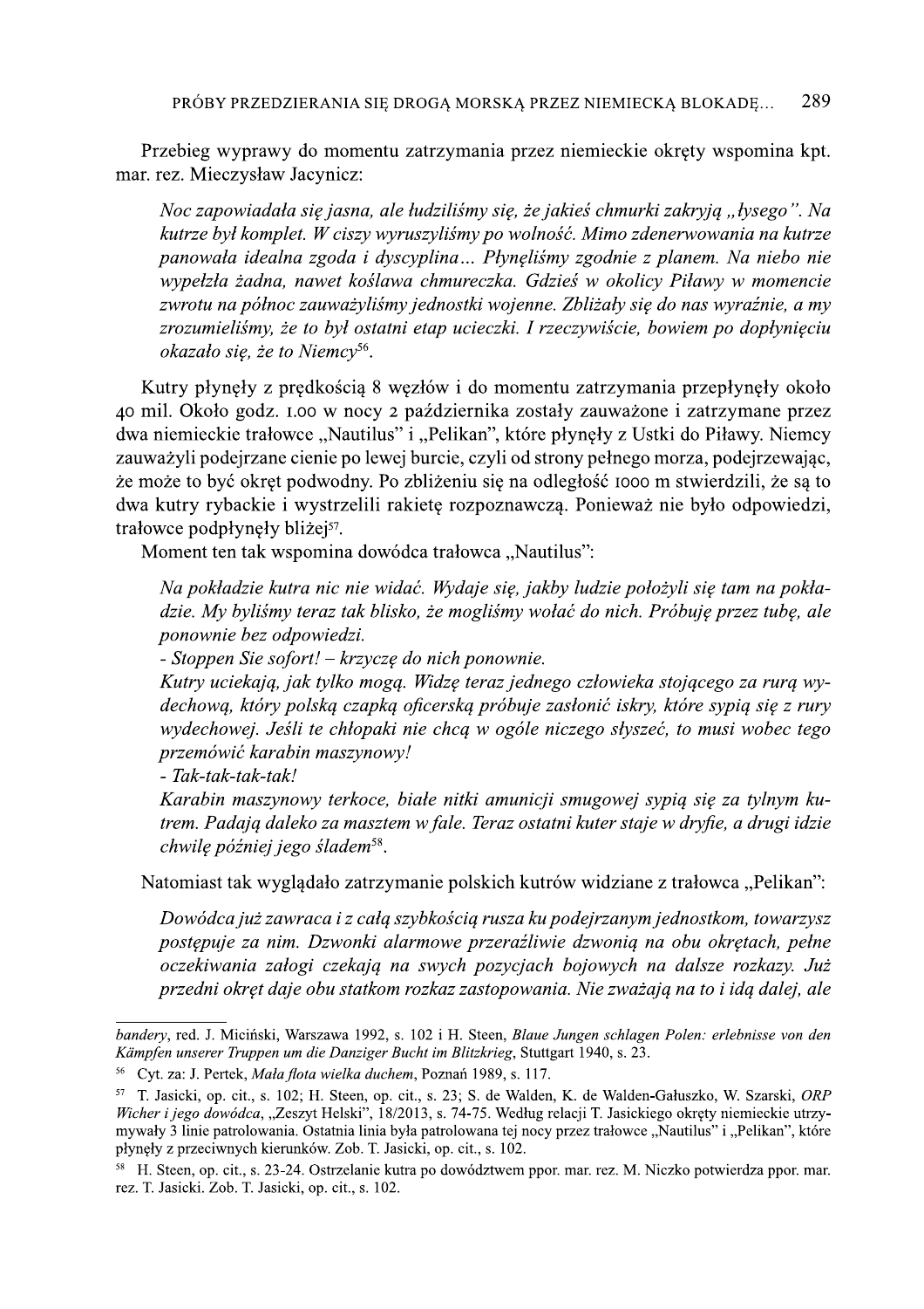Przebieg wyprawy do momentu zatrzymania przez niemieckie okręty wspomina kpt. mar. rez. Mieczysław Jacynicz:

> *Noc zapowiadała się jasna, ale łudziliśmy się, że jakieś chmurki zakryją „łysego". Na kutrze był komplet. W ciszy wyruszyliśmy po wolność. Mimo zdenerwowania na kutrze panowała idealna zgoda i dyscyplina... Płynęliśmy zgodnie z planem. Na niebo nie wypełzła żadna, nawet koślawa chmureczka. Gdzieś w okolicy Piławy w momencie zwrotu na północ zauważyliśmy jednostki wojenne. Zbliżały się do nas wyraźnie, a my zrozumieliśmy, że to był ostatni etap ucieczki. I rzeczywiście, bowiem po dopłynięciu okazało się, że to Niemcy*[56].

Kutry płynęły z prędkością 8 węzłów i do momentu zatrzymania przepłynęły około 40 mil. Około godz. 1.00 w nocy 2 października zostały zauważone i zatrzymane przez dwa niemieckie trałowce „Nautilus" i „Pelikan", które płynęły z Ustki do Piławy. Niemcy zauważyli podejrzane cienie po lewej burcie, czyli od strony pełnego morza, podejrzewając, że może to być okręt podwodny. Po zbliżeniu się na odległość 1000 m stwierdzili, że są to dwa kutry rybackie i wystrzelili rakietę rozpoznawczą. Ponieważ nie było odpowiedzi, trałowce podpłynęły bliżej[57].

Moment ten tak wspomina dowódca trałowca „Nautilus":

> *Na pokładzie kutra nic nie widać. Wydaje się, jakby ludzie położyli się tam na pokładzie. My byliśmy teraz tak blisko, że mogliśmy wołać do nich. Próbuję przez tubę, ale ponownie bez odpowiedzi.*
>
> *- Stoppen Sie sofort! – krzyczę do nich ponownie.*
>
> *Kutry uciekają, jak tylko mogą. Widzę teraz jednego człowieka stojącego za rurą wydechową, który polską czapką oficerską próbuje zasłonić iskry, które sypią się z rury wydechowej. Jeśli te chłopaki nie chcą w ogóle niczego słyszeć, to musi wobec tego przemówić karabin maszynowy!*
>
> *- Tak-tak-tak-tak!*
>
> *Karabin maszynowy terkoce, białe nitki amunicji smugowej sypią się za tylnym kutrem. Padają daleko za masztem w fale. Teraz ostatni kuter staje w dryfie, a drugi idzie chwilę później jego śladem*[58].

Natomiast tak wyglądało zatrzymanie polskich kutrów widziane z trałowca „Pelikan":

> *Dowódca już zawraca i z całą szybkością rusza ku podejrzanym jednostkom, towarzysz postępuje za nim. Dzwonki alarmowe przeraźliwie dzwonią na obu okrętach, pełne oczekiwania załogi czekają na swych pozycjach bojowych na dalsze rozkazy. Już przedni okręt daje obu statkom rozkaz zastopowania. Nie zważają na to i idą dalej, ale*

---

*bandery*, red. J. Miciński, Warszawa 1992, s. 102 i H. Steen, *Blaue Jungen schlagen Polen: erlebnisse von den Kämpfen unserer Truppen um die Danziger Bucht im Blitzkrieg*, Stuttgart 1940, s. 23.

[56] Cyt. za: J. Pertek, *Mała flota wielka duchem*, Poznań 1989, s. 117.

[57] T. Jasicki, op. cit., s. 102; H. Steen, op. cit., s. 23; S. de Walden, K. de Walden-Gałuszko, W. Szarski, *ORP Wicher i jego dowódca*, „Zeszyt Helski", 18/2013, s. 74-75. Według relacji T. Jasickiego okręty niemieckie utrzymywały 3 linie patrolowania. Ostatnia linia była patrolowana tej nocy przez trałowce „Nautilus" i „Pelikan", które płynęły z przeciwnych kierunków. Zob. T. Jasicki, op. cit., s. 102.

[58] H. Steen, op. cit., s. 23-24. Ostrzelanie kutra po dowództwem ppor. mar. rez. M. Niczko potwierdza ppor. mar. rez. T. Jasicki. Zob. T. Jasicki, op. cit., s. 102.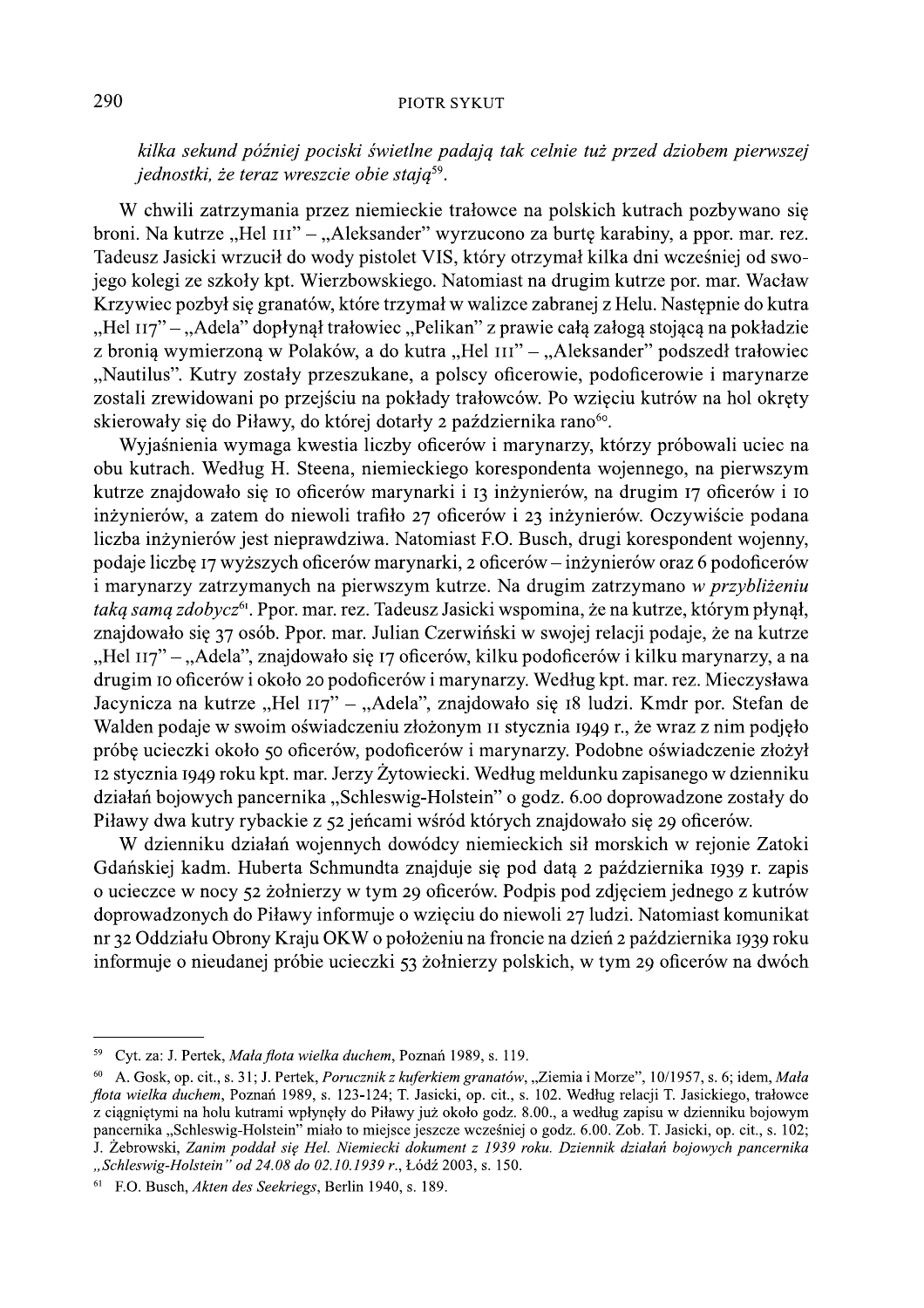*kilka sekund później pociski świetlne padają tak celnie tuż przed dziobem pierwszej jednostki, że teraz wreszcie obie stają*[59].

W chwili zatrzymania przez niemieckie trałowce na polskich kutrach pozbywano się broni. Na kutrze „Hel 111" – „Aleksander" wyrzucono za burtę karabiny, a ppor. mar. rez. Tadeusz Jasicki wrzucił do wody pistolet VIS, który otrzymał kilka dni wcześniej od swojego kolegi ze szkoły kpt. Wierzbowskiego. Natomiast na drugim kutrze por. mar. Wacław Krzywiec pozbył się granatów, które trzymał w walizce zabranej z Helu. Następnie do kutra „Hel 117" – „Adela" dopłynął trałowiec „Pelikan" z prawie całą załogą stojącą na pokładzie z bronią wymierzoną w Polaków, a do kutra „Hel 111" – „Aleksander" podszedł trałowiec „Nautilus". Kutry zostały przeszukane, a polscy oficerowie, podoficerowie i marynarze zostali zrewidowani po przejściu na pokłady trałowców. Po wzięciu kutrów na hol okręty skierowały się do Piławy, do której dotarły 2 października rano[60].

Wyjaśnienia wymaga kwestia liczby oficerów i marynarzy, którzy próbowali uciec na obu kutrach. Według H. Steena, niemieckiego korespondenta wojennego, na pierwszym kutrze znajdowało się 10 oficerów marynarki i 13 inżynierów, na drugim 17 oficerów i 10 inżynierów, a zatem do niewoli trafiło 27 oficerów i 23 inżynierów. Oczywiście podana liczba inżynierów jest nieprawdziwa. Natomiast F.O. Busch, drugi korespondent wojenny, podaje liczbę 17 wyższych oficerów marynarki, 2 oficerów – inżynierów oraz 6 podoficerów i marynarzy zatrzymanych na pierwszym kutrze. Na drugim zatrzymano *w przybliżeniu taką samą zdobycz*[61]. Ppor. mar. rez. Tadeusz Jasicki wspomina, że na kutrze, którym płynął, znajdowało się 37 osób. Ppor. mar. Julian Czerwiński w swojej relacji podaje, że na kutrze „Hel 117" – „Adela", znajdowało się 17 oficerów, kilku podoficerów i kilku marynarzy, a na drugim 10 oficerów i około 20 podoficerów i marynarzy. Według kpt. mar. rez. Mieczysława Jacynicza na kutrze „Hel 117" – „Adela", znajdowało się 18 ludzi. Kmdr por. Stefan de Walden podaje w swoim oświadczeniu złożonym 11 stycznia 1949 r., że wraz z nim podjęło próbę ucieczki około 50 oficerów, podoficerów i marynarzy. Podobne oświadczenie złożył 12 stycznia 1949 roku kpt. mar. Jerzy Żytowiecki. Według meldunku zapisanego w dzienniku działań bojowych pancernika „Schleswig-Holstein" o godz. 6.00 doprowadzone zostały do Piławy dwa kutry rybackie z 52 jeńcami wśród których znajdowało się 29 oficerów.

W dzienniku działań wojennych dowódcy niemieckich sił morskich w rejonie Zatoki Gdańskiej kadm. Huberta Schmundta znajduje się pod datą 2 października 1939 r. zapis o ucieczce w nocy 52 żołnierzy w tym 29 oficerów. Podpis pod zdjęciem jednego z kutrów doprowadzonych do Piławy informuje o wzięciu do niewoli 27 ludzi. Natomiast komunikat nr 32 Oddziału Obrony Kraju OKW o położeniu na froncie na dzień 2 października 1939 roku informuje o nieudanej próbie ucieczki 53 żołnierzy polskich, w tym 29 oficerów na dwóch

---

[59] Cyt. za: J. Pertek, *Mała flota wielka duchem*, Poznań 1989, s. 119.

[60] A. Gosk, op. cit., s. 31; J. Pertek, *Porucznik z kuferkiem granatów*, „Ziemia i Morze", 10/1957, s. 6; idem, *Mała flota wielka duchem*, Poznań 1989, s. 123-124; T. Jasicki, op. cit., s. 102. Według relacji T. Jasickiego, trałowce z ciągniętymi na holu kutrami wpłynęły do Piławy już około godz. 8.00., a według zapisu w dzienniku bojowym pancernika „Schleswig-Holstein" miało to miejsce jeszcze wcześniej o godz. 6.00. Zob. T. Jasicki, op. cit., s. 102; J. Żebrowski, *Zanim poddał się Hel. Niemiecki dokument z 1939 roku. Dziennik działań bojowych pancernika „Schleswig-Holstein" od 24.08 do 02.10.1939 r.*, Łódź 2003, s. 150.

[61] F.O. Busch, *Akten des Seekriegs*, Berlin 1940, s. 189.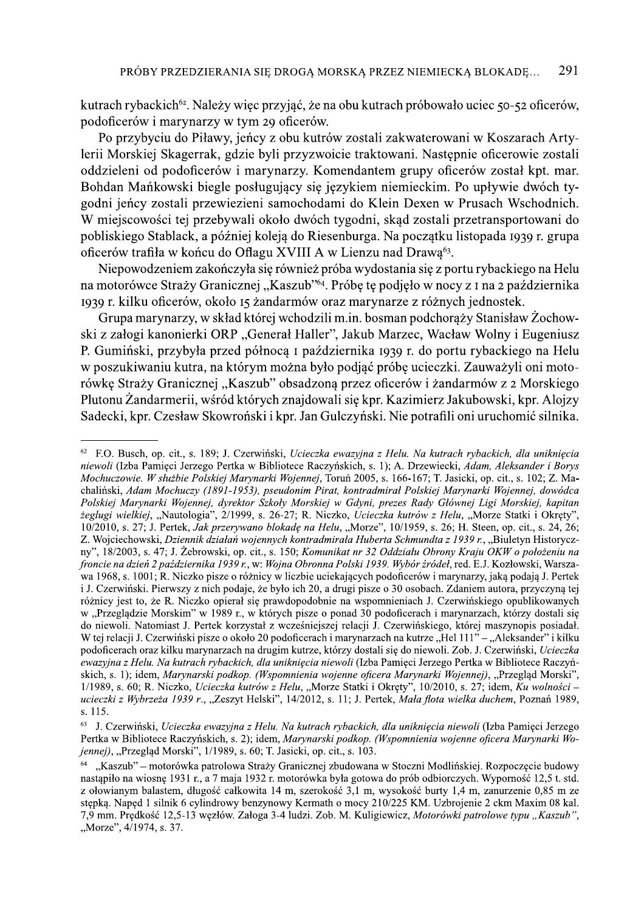kutrach rybackich[62]. Należy więc przyjąć, że na obu kutrach próbowało uciec 50-52 oficerów, podoficerów i marynarzy w tym 29 oficerów.

Po przybyciu do Piławy, jeńcy z obu kutrów zostali zakwaterowani w Koszarach Artylerii Morskiej Skagerrak, gdzie byli przyzwoicie traktowani. Następnie oficerowie zostali oddzieleni od podoficerów i marynarzy. Komendantem grupy oficerów został kpt. mar. Bohdan Mańkowski biegle posługujący się językiem niemieckim. Po upływie dwóch tygodni jeńcy zostali przewiezieni samochodami do Klein Dexen w Prusach Wschodnich. W miejscowości tej przebywali około dwóch tygodni, skąd zostali przetransportowani do pobliskiego Stablack, a później koleją do Riesenburga. Na początku listopada 1939 r. grupa oficerów trafiła w końcu do Oflagu XVIII A w Lienzu nad Drawą[63].

Niepowodzeniem zakończyła się również próba wydostania się z portu rybackiego na Helu na motorówce Straży Granicznej „Kaszub"[64]. Próbę tę podjęło w nocy z 1 na 2 października 1939 r. kilku oficerów, około 15 żandarmów oraz marynarze z różnych jednostek.

Grupa marynarzy, w skład której wchodzili m.in. bosman podchorąży Stanisław Żochowski z załogi kanonierki ORP „Generał Haller", Jakub Marzec, Wacław Wolny i Eugeniusz P. Gumiński, przybyła przed północą 1 października 1939 r. do portu rybackiego na Helu w poszukiwaniu kutra, na którym można było podjąć próbę ucieczki. Zauważyli oni motorówkę Straży Granicznej „Kaszub" obsadzoną przez oficerów i żandarmów z 2 Morskiego Plutonu Żandarmerii, wśród których znajdowali się kpr. Kazimierz Jakubowski, kpr. Alojzy Sadecki, kpr. Czesław Skowroński i kpr. Jan Gulczyński. Nie potrafili oni uruchomić silnika.

---

[62] F.O. Busch, op. cit., s. 189; J. Czerwiński, *Ucieczka ewazyjna z Helu. Na kutrach rybackich, dla uniknięcia niewoli* (Izba Pamięci Jerzego Pertka w Bibliotece Raczyńskich, s. 1); A. Drzewiecki, *Adam, Aleksander i Borys Mochuczowie. W służbie Polskiej Marynarki Wojennej*, Toruń 2005, s. 166-167; T. Jasicki, op. cit., s. 102; Z. Machaliński, *Adam Mochuczy (1891-1953), pseudonim Pirat, kontradmirał Polskiej Marynarki Wojennej, dowódca Polskiej Marynarki Wojennej, dyrektor Szkoły Morskiej w Gdyni, prezes Rady Głównej Ligi Morskiej, kapitan żeglugi wielkiej*, „Nautologia", 2/1999, s. 26-27; R. Niczko, *Ucieczka kutrów z Helu*, „Morze Statki i Okręty", 10/2010, s. 27; J. Pertek, *Jak przerywano blokadę na Helu*, „Morze", 10/1959, s. 26; H. Steen, op. cit., s. 24, 26; Z. Wojciechowski, *Dziennik działań wojennych kontradmirała Huberta Schmundta z 1939 r.*, „Biuletyn Historyczny", 18/2003, s. 47; J. Żebrowski, op. cit., s. 150; *Komunikat nr 32 Oddziału Obrony Kraju OKW o położeniu na froncie na dzień 2 października 1939 r.*, w: *Wojna Obronna Polski 1939. Wybór źródeł*, red. E.J. Kozłowski, Warszawa 1968, s. 1001; R. Niczko pisze o różnicy w liczbie uciekających podoficerów i marynarzy, jaką podają J. Pertek i J. Czerwiński. Pierwszy z nich podaje, że było ich 20, a drugi pisze o 30 osobach. Zdaniem autora, przyczyną tej różnicy jest to, że R. Niczko opierał się prawdopodobnie na wspomnieniach J. Czerwińskiego opublikowanych w „Przeglądzie Morskim" w 1989 r., w których pisze o ponad 30 podoficerach i marynarzach, którzy dostali się do niewoli. Natomiast J. Pertek korzystał z wcześniejszej relacji J. Czerwińskiego, której maszynopis posiadał. W tej relacji J. Czerwiński pisze o około 20 podoficerach i marynarzach na kutrze „Hel 111" – „Aleksander" i kilku podoficerach oraz kilku marynarzach na drugim kutrze, którzy dostali się do niewoli. Zob. J. Czerwiński, *Ucieczka ewazyjna z Helu. Na kutrach rybackich, dla uniknięcia niewoli* (Izba Pamięci Jerzego Pertka w Bibliotece Raczyńskich, s. 1); idem, *Marynarski podkop. (Wspomnienia wojenne oficera Marynarki Wojennej)*, „Przegląd Morski", 1/1989, s. 60; R. Niczko, *Ucieczka kutrów z Helu*, „Morze Statki i Okręty", 10/2010, s. 27; idem, *Ku wolności – ucieczki z Wybrzeża 1939 r.*, „Zeszyt Helski", 14/2012, s. 11; J. Pertek, *Mała flota wielka duchem*, Poznań 1989, s. 115.

[63] J. Czerwiński, *Ucieczka ewazyjna z Helu. Na kutrach rybackich, dla uniknięcia niewoli* (Izba Pamięci Jerzego Pertka w Bibliotece Raczyńskich, s. 2); idem, *Marynarski podkop. (Wspomnienia wojenne oficera Marynarki Wojennej)*, „Przegląd Morski", 1/1989, s. 60; T. Jasicki, op. cit., s. 103.

[64] „Kaszub" – motorówka patrolowa Straży Granicznej zbudowana w Stoczni Modlińskiej. Rozpoczęcie budowy nastąpiło na wiosnę 1931 r., a 7 maja 1932 r. motorówka była gotowa do prób odbiorczych. Wyporność 12,5 t. std. z ołowianym balastem, długość całkowita 14 m, szerokość 3,1 m, wysokość burty 1,4 m, zanurzenie 0,85 m ze stępką. Napęd 1 silnik 6 cylindrowy benzynowy Kermath o mocy 210/225 KM. Uzbrojenie 2 ckm Maxim 08 kal. 7,9 mm. Prędkość 12,5-13 węzłów. Załoga 3-4 ludzi. Zob. M. Kuligiewicz, *Motorówki patrolowe typu „Kaszub"*, „Morze", 4/1974, s. 37.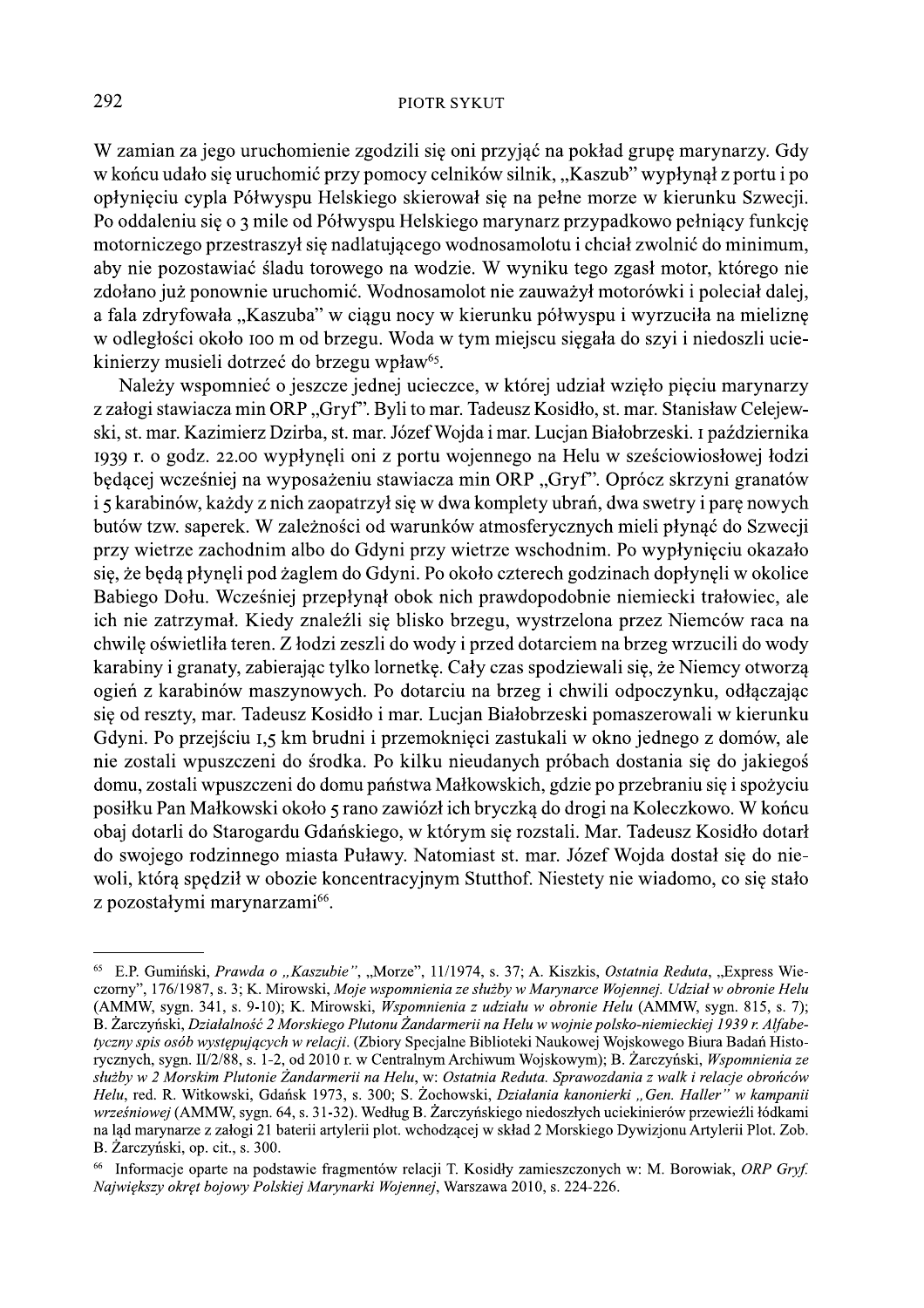W zamian za jego uruchomienie zgodzili się oni przyjąć na pokład grupę marynarzy. Gdy w końcu udało się uruchomić przy pomocy celników silnik, „Kaszub" wypłynął z portu i po opłynięciu cypla Półwyspu Helskiego skierował się na pełne morze w kierunku Szwecji. Po oddaleniu się o 3 mile od Półwyspu Helskiego marynarz przypadkowo pełniący funkcję motorniczego przestraszył się nadlatującego wodnosamolotu i chciał zwolnić do minimum, aby nie pozostawiać śladu torowego na wodzie. W wyniku tego zgasł motor, którego nie zdołano już ponownie uruchomić. Wodnosamolot nie zauważył motorówki i poleciał dalej, a fala zdryfowała „Kaszuba" w ciągu nocy w kierunku półwyspu i wyrzuciła na mieliznę w odległości około 100 m od brzegu. Woda w tym miejscu sięgała do szyi i niedoszli uciekinierzy musieli dotrzeć do brzegu wpław[65].

Należy wspomnieć o jeszcze jednej ucieczce, w której udział wzięło pięciu marynarzy z załogi stawiacza min ORP „Gryf". Byli to mar. Tadeusz Kosidło, st. mar. Stanisław Celejewski, st. mar. Kazimierz Dzirba, st. mar. Józef Wojda i mar. Lucjan Białobrzeski. 1 października 1939 r. o godz. 22.00 wypłynęli oni z portu wojennego na Helu w sześciowiosłowej łodzi będącej wcześniej na wyposażeniu stawiacza min ORP „Gryf". Oprócz skrzyni granatów i 5 karabinów, każdy z nich zaopatrzył się w dwa komplety ubrań, dwa swetry i parę nowych butów tzw. saperek. W zależności od warunków atmosferycznych mieli płynąć do Szwecji przy wietrze zachodnim albo do Gdyni przy wietrze wschodnim. Po wypłynięciu okazało się, że będą płynęli pod żaglem do Gdyni. Po około czterech godzinach dopłynęli w okolice Babiego Dołu. Wcześniej przepłynął obok nich prawdopodobnie niemiecki trałowiec, ale ich nie zatrzymał. Kiedy znaleźli się blisko brzegu, wystrzelona przez Niemców raca na chwilę oświetliła teren. Z łodzi zeszli do wody i przed dotarciem na brzeg wrzucili do wody karabiny i granaty, zabierając tylko lornetkę. Cały czas spodziewali się, że Niemcy otworzą ogień z karabinów maszynowych. Po dotarciu na brzeg i chwili odpoczynku, odłączając się od reszty, mar. Tadeusz Kosidło i mar. Lucjan Białobrzeski pomaszerowali w kierunku Gdyni. Po przejściu 1,5 km brudni i przemoknięci zastukali w okno jednego z domów, ale nie zostali wpuszczeni do środka. Po kilku nieudanych próbach dostania się do jakiegoś domu, zostali wpuszczeni do domu państwa Małkowskich, gdzie po przebraniu się i spożyciu posiłku Pan Małkowski około 5 rano zawiózł ich bryczką do drogi na Koleczkowo. W końcu obaj dotarli do Starogardu Gdańskiego, w którym się rozstali. Mar. Tadeusz Kosidło dotarł do swojego rodzinnego miasta Puławy. Natomiast st. mar. Józef Wojda dostał się do niewoli, którą spędził w obozie koncentracyjnym Stutthof. Niestety nie wiadomo, co się stało z pozostałymi marynarzami[66].

---

[65] E.P. Gumiński, *Prawda o „Kaszubie"*, „Morze", 11/1974, s. 37; A. Kiszkis, *Ostatnia Reduta*, „Express Wieczorny", 176/1987, s. 3; K. Mirowski, *Moje wspomnienia ze służby w Marynarce Wojennej. Udział w obronie Helu* (AMMW, sygn. 341, s. 9-10); K. Mirowski, *Wspomnienia z udziału w obronie Helu* (AMMW, sygn. 815, s. 7); B. Żarczyński, *Działalność 2 Morskiego Plutonu Żandarmerii na Helu w wojnie polsko-niemieckiej 1939 r. Alfabetyczny spis osób występujących w relacji*. (Zbiory Specjalne Biblioteki Naukowej Wojskowego Biura Badań Historycznych, sygn. II/2/88, s. 1-2, od 2010 r. w Centralnym Archiwum Wojskowym); B. Żarczyński, *Wspomnienia ze służby w 2 Morskim Plutonie Żandarmerii na Helu*, w: *Ostatnia Reduta. Sprawozdania z walk i relacje obrońców Helu*, red. R. Witkowski, Gdańsk 1973, s. 300; S. Żochowski, *Działania kanonierki „Gen. Haller" w kampanii wrześniowej* (AMMW, sygn. 64, s. 31-32). Według B. Żarczyńskiego niedoszłych uciekinierów przewieźli łódkami na ląd marynarze z załogi 21 baterii artylerii plot. wchodzącej w skład 2 Morskiego Dywizjonu Artylerii Plot. Zob. B. Żarczyński, op. cit., s. 300.

[66] Informacje oparte na podstawie fragmentów relacji T. Kosidły zamieszczonych w: M. Borowiak, *ORP Gryf. Największy okręt bojowy Polskiej Marynarki Wojennej*, Warszawa 2010, s. 224-226.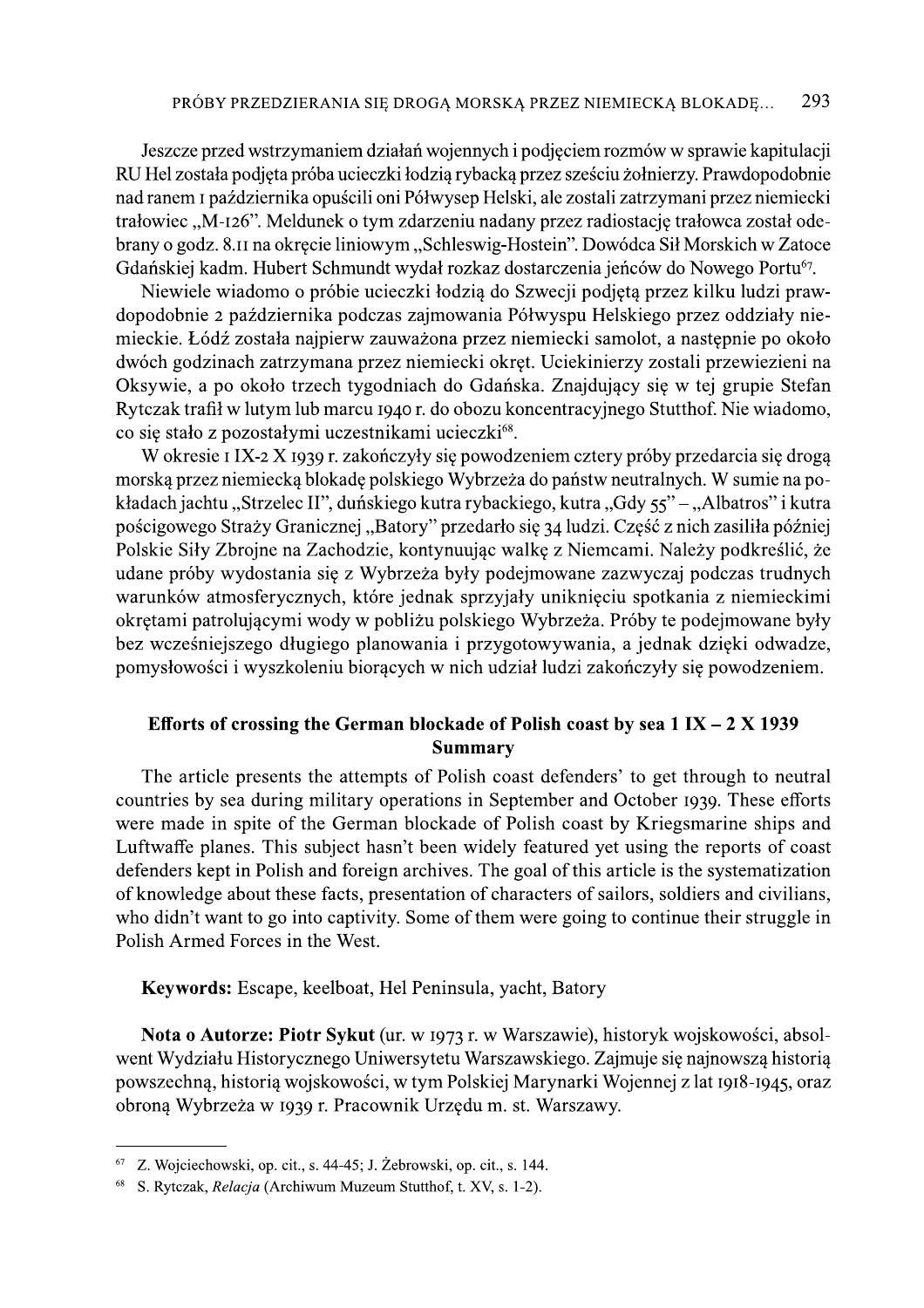Jeszcze przed wstrzymaniem działań wojennych i podjęciem rozmów w sprawie kapitulacji RU Hel została podjęta próba ucieczki łodzią rybacką przez sześciu żołnierzy. Prawdopodobnie nad ranem 1 października opuścili oni Półwysep Helski, ale zostali zatrzymani przez niemiecki trałowiec „M-126". Meldunek o tym zdarzeniu nadany przez radiostację trałowca został odebrany o godz. 8.11 na okręcie liniowym „Schleswig-Hostein". Dowódca Sił Morskich w Zatoce Gdańskiej kadm. Hubert Schmundt wydał rozkaz dostarczenia jeńców do Nowego Portu[67].

Niewiele wiadomo o próbie ucieczki łodzią do Szwecji podjętą przez kilku ludzi prawdopodobnie 2 października podczas zajmowania Półwyspu Helskiego przez oddziały niemieckie. Łódź została najpierw zauważona przez niemiecki samolot, a następnie po około dwóch godzinach zatrzymana przez niemiecki okręt. Uciekinierzy zostali przewiezieni na Oksywie, a po około trzech tygodniach do Gdańska. Znajdujący się w tej grupie Stefan Rytczak trafił w lutym lub marcu 1940 r. do obozu koncentracyjnego Stutthof. Nie wiadomo, co się stało z pozostałymi uczestnikami ucieczki[68].

W okresie 1 IX-2 X 1939 r. zakończyły się powodzeniem cztery próby przedarcia się drogą morską przez niemiecką blokadę polskiego Wybrzeża do państw neutralnych. W sumie na pokładach jachtu „Strzelec II", duńskiego kutra rybackiego, kutra „Gdy 55" – „Albatros" i kutra pościgowego Straży Granicznej „Batory" przedarło się 34 ludzi. Część z nich zasiliła później Polskie Siły Zbrojne na Zachodzie, kontynuując walkę z Niemcami. Należy podkreślić, że udane próby wydostania się z Wybrzeża były podejmowane zazwyczaj podczas trudnych warunków atmosferycznych, które jednak sprzyjały uniknięciu spotkania z niemieckimi okrętami patrolującymi wody w pobliżu polskiego Wybrzeża. Próby te podejmowane były bez wcześniejszego długiego planowania i przygotowywania, a jednak dzięki odwadze, pomysłowości i wyszkoleniu biorących w nich udział ludzi zakończyły się powodzeniem.

## Efforts of crossing the German blockade of Polish coast by sea 1 IX – 2 X 1939
## Summary

The article presents the attempts of Polish coast defenders' to get through to neutral countries by sea during military operations in September and October 1939. These efforts were made in spite of the German blockade of Polish coast by Kriegsmarine ships and Luftwaffe planes. This subject hasn't been widely featured yet using the reports of coast defenders kept in Polish and foreign archives. The goal of this article is the systematization of knowledge about these facts, presentation of characters of sailors, soldiers and civilians, who didn't want to go into captivity. Some of them were going to continue their struggle in Polish Armed Forces in the West.

**Keywords:** Escape, keelboat, Hel Peninsula, yacht, Batory

**Nota o Autorze: Piotr Sykut** (ur. w 1973 r. w Warszawie), historyk wojskowości, absolwent Wydziału Historycznego Uniwersytetu Warszawskiego. Zajmuje się najnowszą historią powszechną, historią wojskowości, w tym Polskiej Marynarki Wojennej z lat 1918-1945, oraz obroną Wybrzeża w 1939 r. Pracownik Urzędu m. st. Warszawy.

---

[67] Z. Wojciechowski, op. cit., s. 44-45; J. Żebrowski, op. cit., s. 144.

[68] S. Rytczak, *Relacja* (Archiwum Muzeum Stutthof, t. XV, s. 1-2).